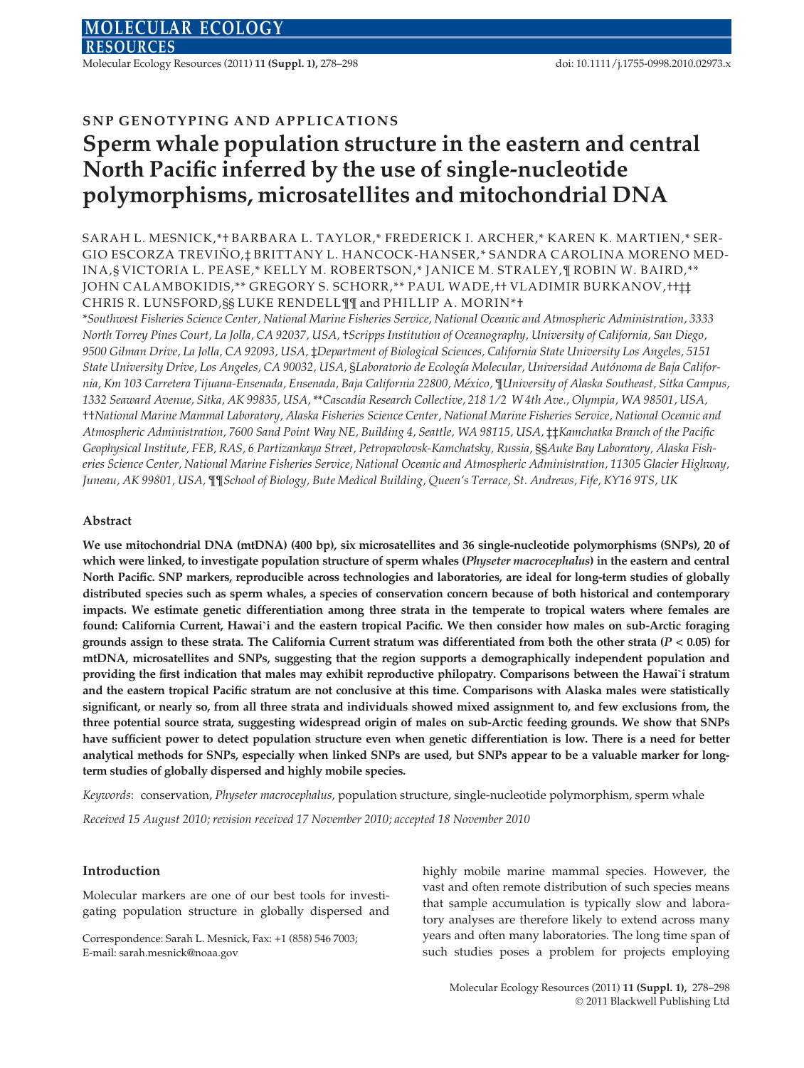SNP GENOTYPING AND APPLICATIONS

# Sperm whale population structure in the eastern and central North Pacific inferred by the use of single-nucleotide polymorphisms, microsatellites and mitochondrial DNA

SARAH L. MESNICK,*† BARBARA L. TAYLOR,* FREDERICK I. ARCHER,* KAREN K. MARTIEN,* SERGIO ESCORZA TREVIÑO,‡ BRITTANY L. HANCOCK-HANSER,* SANDRA CAROLINA MORENO MEDINA,§ VICTORIA L. PEASE,* KELLY M. ROBERTSON,* JANICE M. STRALEY,¶ ROBIN W. BAIRD,** JOHN CALAMBOKIDIS,** GREGORY S. SCHORR,** PAUL WADE,†† VLADIMIR BURKANOV,††‡‡ CHRIS R. LUNSFORD,§§ LUKE RENDELL¶¶ and PHILLIP A. MORIN*†

*Southwest Fisheries Science Center, National Marine Fisheries Service, National Oceanic and Atmospheric Administration, 3333 North Torrey Pines Court, La Jolla, CA 92037, USA, †Scripps Institution of Oceanography, University of California, San Diego, 9500 Gilman Drive, La Jolla, CA 92093, USA, ‡Department of Biological Sciences, California State University Los Angeles, 5151 State University Drive, Los Angeles, CA 90032, USA, §Laboratorio de Ecología Molecular, Universidad Autónoma de Baja California, Km 103 Carretera Tijuana-Ensenada, Ensenada, Baja California 22800, México, ¶University of Alaska Southeast, Sitka Campus, 1332 Seaward Avenue, Sitka, AK 99835, USA, **Cascadia Research Collective, 218 1/2 W 4th Ave., Olympia, WA 98501, USA, ††National Marine Mammal Laboratory, Alaska Fisheries Science Center, National Marine Fisheries Service, National Oceanic and Atmospheric Administration, 7600 Sand Point Way NE, Building 4, Seattle, WA 98115, USA, ‡‡Kamchatka Branch of the Pacific Geophysical Institute, FEB, RAS, 6 Partizankaya Street, Petropavlovsk-Kamchatsky, Russia, §§Auke Bay Laboratory, Alaska Fisheries Science Center, National Marine Fisheries Service, National Oceanic and Atmospheric Administration, 11305 Glacier Highway, Juneau, AK 99801, USA, ¶¶School of Biology, Bute Medical Building, Queen's Terrace, St. Andrews, Fife, KY16 9TS, UK

## Abstract

**We use mitochondrial DNA (mtDNA) (400 bp), six microsatellites and 36 single-nucleotide polymorphisms (SNPs), 20 of which were linked, to investigate population structure of sperm whales (*Physeter macrocephalus*) in the eastern and central North Pacific. SNP markers, reproducible across technologies and laboratories, are ideal for long-term studies of globally distributed species such as sperm whales, a species of conservation concern because of both historical and contemporary impacts. We estimate genetic differentiation among three strata in the temperate to tropical waters where females are found: California Current, Hawai`i and the eastern tropical Pacific. We then consider how males on sub-Arctic foraging grounds assign to these strata. The California Current stratum was differentiated from both the other strata ($P < 0.05$) for mtDNA, microsatellites and SNPs, suggesting that the region supports a demographically independent population and providing the first indication that males may exhibit reproductive philopatry. Comparisons between the Hawai`i stratum and the eastern tropical Pacific stratum are not conclusive at this time. Comparisons with Alaska males were statistically significant, or nearly so, from all three strata and individuals showed mixed assignment to, and few exclusions from, the three potential source strata, suggesting widespread origin of males on sub-Arctic feeding grounds. We show that SNPs have sufficient power to detect population structure even when genetic differentiation is low. There is a need for better analytical methods for SNPs, especially when linked SNPs are used, but SNPs appear to be a valuable marker for long-term studies of globally dispersed and highly mobile species.**

*Keywords*: conservation, *Physeter macrocephalus*, population structure, single-nucleotide polymorphism, sperm whale

*Received 15 August 2010; revision received 17 November 2010; accepted 18 November 2010*

## Introduction

Molecular markers are one of our best tools for investigating population structure in globally dispersed and highly mobile marine mammal species. However, the vast and often remote distribution of such species means that sample accumulation is typically slow and laboratory analyses are therefore likely to extend across many years and often many laboratories. The long time span of such studies poses a problem for projects employing

Correspondence: Sarah L. Mesnick, Fax: +1 (858) 546 7003; E-mail: sarah.mesnick@noaa.gov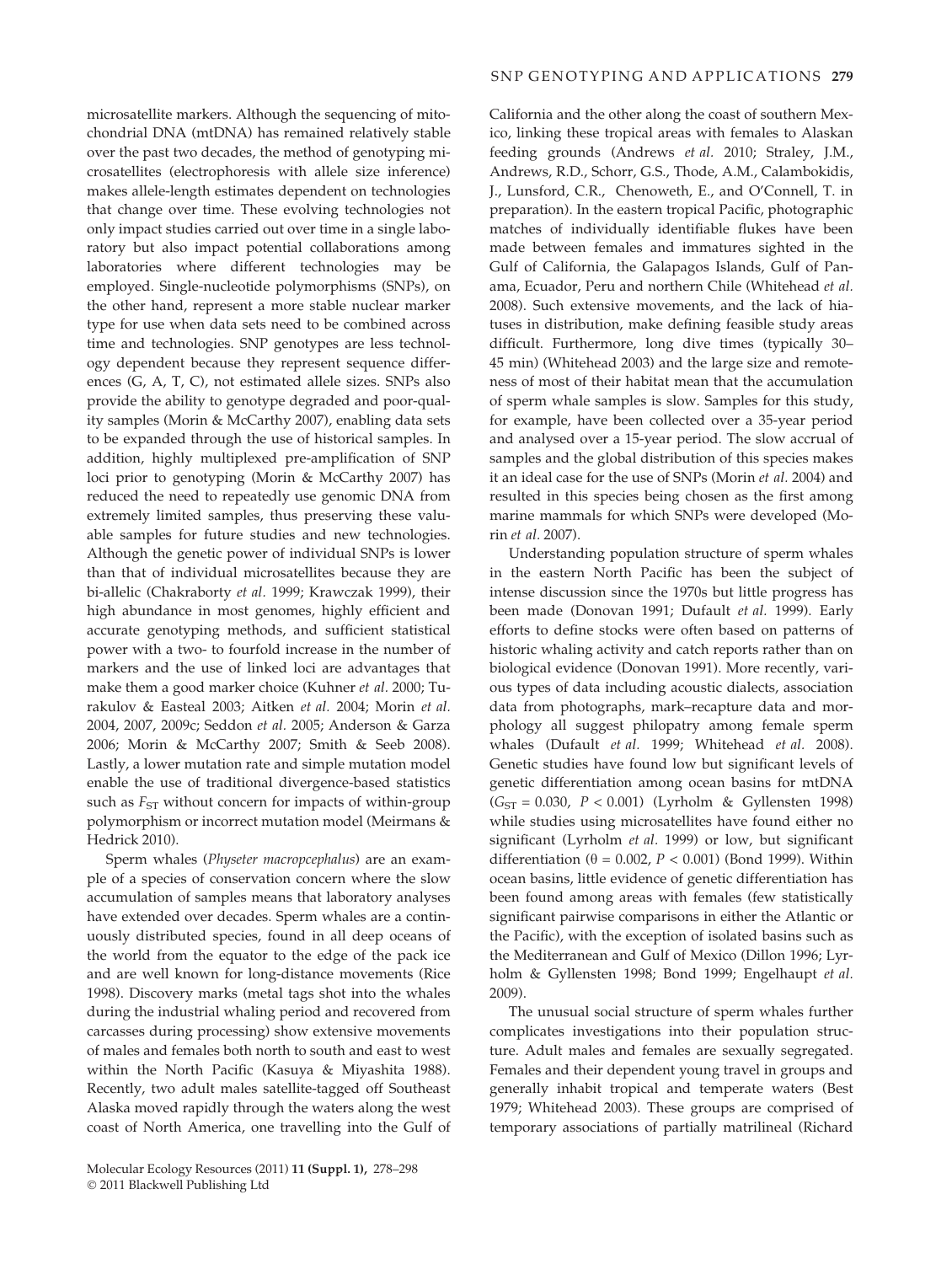microsatellite markers. Although the sequencing of mitochondrial DNA (mtDNA) has remained relatively stable over the past two decades, the method of genotyping microsatellites (electrophoresis with allele size inference) makes allele-length estimates dependent on technologies that change over time. These evolving technologies not only impact studies carried out over time in a single laboratory but also impact potential collaborations among laboratories where different technologies may be employed. Single-nucleotide polymorphisms (SNPs), on the other hand, represent a more stable nuclear marker type for use when data sets need to be combined across time and technologies. SNP genotypes are less technology dependent because they represent sequence differences (G, A, T, C), not estimated allele sizes. SNPs also provide the ability to genotype degraded and poor-quality samples (Morin & McCarthy 2007), enabling data sets to be expanded through the use of historical samples. In addition, highly multiplexed pre-amplification of SNP loci prior to genotyping (Morin & McCarthy 2007) has reduced the need to repeatedly use genomic DNA from extremely limited samples, thus preserving these valuable samples for future studies and new technologies. Although the genetic power of individual SNPs is lower than that of individual microsatellites because they are bi-allelic (Chakraborty *et al.* 1999; Krawczak 1999), their high abundance in most genomes, highly efficient and accurate genotyping methods, and sufficient statistical power with a two- to fourfold increase in the number of markers and the use of linked loci are advantages that make them a good marker choice (Kuhner *et al.* 2000; Turakulov & Easteal 2003; Aitken *et al.* 2004; Morin *et al.* 2004, 2007, 2009c; Seddon *et al.* 2005; Anderson & Garza 2006; Morin & McCarthy 2007; Smith & Seeb 2008). Lastly, a lower mutation rate and simple mutation model enable the use of traditional divergence-based statistics such as $F_{ST}$ without concern for impacts of within-group polymorphism or incorrect mutation model (Meirmans & Hedrick 2010).

Sperm whales (*Physeter macropcephalus*) are an example of a species of conservation concern where the slow accumulation of samples means that laboratory analyses have extended over decades. Sperm whales are a continuously distributed species, found in all deep oceans of the world from the equator to the edge of the pack ice and are well known for long-distance movements (Rice 1998). Discovery marks (metal tags shot into the whales during the industrial whaling period and recovered from carcasses during processing) show extensive movements of males and females both north to south and east to west within the North Pacific (Kasuya & Miyashita 1988). Recently, two adult males satellite-tagged off Southeast Alaska moved rapidly through the waters along the west coast of North America, one travelling into the Gulf of California and the other along the coast of southern Mexico, linking these tropical areas with females to Alaskan feeding grounds (Andrews *et al.* 2010; Straley, J.M., Andrews, R.D., Schorr, G.S., Thode, A.M., Calambokidis, J., Lunsford, C.R., Chenoweth, E., and O'Connell, T. in preparation). In the eastern tropical Pacific, photographic matches of individually identifiable flukes have been made between females and immatures sighted in the Gulf of California, the Galapagos Islands, Gulf of Panama, Ecuador, Peru and northern Chile (Whitehead *et al.* 2008). Such extensive movements, and the lack of hiatuses in distribution, make defining feasible study areas difficult. Furthermore, long dive times (typically 30–45 min) (Whitehead 2003) and the large size and remoteness of most of their habitat mean that the accumulation of sperm whale samples is slow. Samples for this study, for example, have been collected over a 35-year period and analysed over a 15-year period. The slow accrual of samples and the global distribution of this species makes it an ideal case for the use of SNPs (Morin *et al.* 2004) and resulted in this species being chosen as the first among marine mammals for which SNPs were developed (Morin *et al.* 2007).

Understanding population structure of sperm whales in the eastern North Pacific has been the subject of intense discussion since the 1970s but little progress has been made (Donovan 1991; Dufault *et al.* 1999). Early efforts to define stocks were often based on patterns of historic whaling activity and catch reports rather than on biological evidence (Donovan 1991). More recently, various types of data including acoustic dialects, association data from photographs, mark–recapture data and morphology all suggest philopatry among female sperm whales (Dufault *et al.* 1999; Whitehead *et al.* 2008). Genetic studies have found low but significant levels of genetic differentiation among ocean basins for mtDNA ($G_{ST} = 0.030$, $P < 0.001$) (Lyrholm & Gyllensten 1998) while studies using microsatellites have found either no significant (Lyrholm *et al.* 1999) or low, but significant differentiation ($\theta = 0.002$, $P < 0.001$) (Bond 1999). Within ocean basins, little evidence of genetic differentiation has been found among areas with females (few statistically significant pairwise comparisons in either the Atlantic or the Pacific), with the exception of isolated basins such as the Mediterranean and Gulf of Mexico (Dillon 1996; Lyrholm & Gyllensten 1998; Bond 1999; Engelhaupt *et al.* 2009).

The unusual social structure of sperm whales further complicates investigations into their population structure. Adult males and females are sexually segregated. Females and their dependent young travel in groups and generally inhabit tropical and temperate waters (Best 1979; Whitehead 2003). These groups are comprised of temporary associations of partially matrilineal (Richard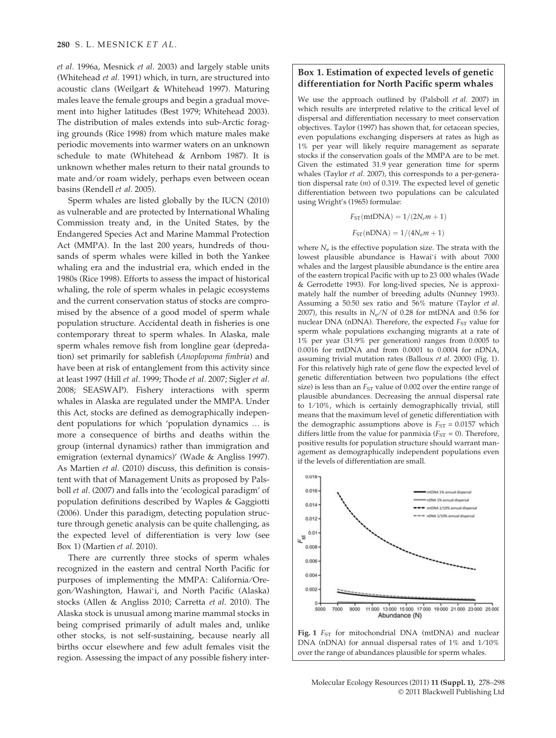*et al.* 1996a, Mesnick *et al.* 2003) and largely stable units (Whitehead *et al.* 1991) which, in turn, are structured into acoustic clans (Weilgart & Whitehead 1997). Maturing males leave the female groups and begin a gradual movement into higher latitudes (Best 1979; Whitehead 2003). The distribution of males extends into sub-Arctic foraging grounds (Rice 1998) from which mature males make periodic movements into warmer waters on an unknown schedule to mate (Whitehead & Arnbom 1987). It is unknown whether males return to their natal grounds to mate and/or roam widely, perhaps even between ocean basins (Rendell *et al.* 2005).

Sperm whales are listed globally by the IUCN (2010) as vulnerable and are protected by International Whaling Commission treaty and, in the United States, by the Endangered Species Act and Marine Mammal Protection Act (MMPA). In the last 200 years, hundreds of thousands of sperm whales were killed in both the Yankee whaling era and the industrial era, which ended in the 1980s (Rice 1998). Efforts to assess the impact of historical whaling, the role of sperm whales in pelagic ecosystems and the current conservation status of stocks are compromised by the absence of a good model of sperm whale population structure. Accidental death in fisheries is one contemporary threat to sperm whales. In Alaska, male sperm whales remove fish from longline gear (depredation) set primarily for sablefish (*Anoplopoma fimbria*) and have been at risk of entanglement from this activity since at least 1997 (Hill *et al.* 1999; Thode *et al.* 2007; Sigler *et al.* 2008; SEASWAP). Fishery interactions with sperm whales in Alaska are regulated under the MMPA. Under this Act, stocks are defined as demographically independent populations for which 'population dynamics … is more a consequence of births and deaths within the group (internal dynamics) rather than immigration and emigration (external dynamics)' (Wade & Angliss 1997). As Martien *et al.* (2010) discuss, this definition is consistent with that of Management Units as proposed by Palsboll *et al.* (2007) and falls into the 'ecological paradigm' of population definitions described by Waples & Gaggiotti (2006). Under this paradigm, detecting population structure through genetic analysis can be quite challenging, as the expected level of differentiation is very low (see Box 1) (Martien *et al.* 2010).

There are currently three stocks of sperm whales recognized in the eastern and central North Pacific for purposes of implementing the MMPA: California/Oregon/Washington, Hawai`i, and North Pacific (Alaska) stocks (Allen & Angliss 2010; Carretta *et al.* 2010). The Alaska stock is unusual among marine mammal stocks in being comprised primarily of adult males and, unlike other stocks, is not self-sustaining, because nearly all births occur elsewhere and few adult females visit the region. Assessing the impact of any possible fishery inter-

## Box 1. Estimation of expected levels of genetic differentiation for North Pacific sperm whales

We use the approach outlined by (Palsboll *et al.* 2007) in which results are interpreted relative to the critical level of dispersal and differentiation necessary to meet conservation objectives. Taylor (1997) has shown that, for cetacean species, even populations exchanging dispersers at rates as high as 1% per year will likely require management as separate stocks if the conservation goals of the MMPA are to be met. Given the estimated 31.9 year generation time for sperm whales (Taylor *et al.* 2007), this corresponds to a per-generation dispersal rate ($m$) of 0.319. The expected level of genetic differentiation between two populations can be calculated using Wright's (1965) formulae:

$$F_{ST}(\text{mtDNA}) = 1/(2N_e m + 1)$$

$$F_{ST}(\text{nDNA}) = 1/(4N_e m + 1)$$

where $N_e$ is the effective population size. The strata with the lowest plausible abundance is Hawai`i with about 7000 whales and the largest plausible abundance is the entire area of the eastern tropical Pacific with up to 23 000 whales (Wade & Gerrodette 1993). For long-lived species, Ne is approximately half the number of breeding adults (Nunney 1993). Assuming a 50:50 sex ratio and 56% mature (Taylor *et al.* 2007), this results in $N_e/N$ of 0.28 for mtDNA and 0.56 for nuclear DNA (nDNA). Therefore, the expected $F_{ST}$ value for sperm whale populations exchanging migrants at a rate of 1% per year (31.9% per generation) ranges from 0.0005 to 0.0016 for mtDNA and from 0.0001 to 0.0004 for nDNA, assuming trivial mutation rates (Balloux *et al.* 2000) (Fig. 1). For this relatively high rate of gene flow the expected level of genetic differentiation between two populations (the effect size) is less than an $F_{ST}$ value of 0.002 over the entire range of plausible abundances. Decreasing the annual dispersal rate to 1/10%, which is certainly demographically trivial, still means that the maximum level of genetic differentiation with the demographic assumptions above is $F_{ST}$ = 0.0157 which differs little from the value for panmixia ($F_{ST}$ = 0). Therefore, positive results for population structure should warrant management as demographically independent populations even if the levels of differentiation are small.

**Fig. 1** $F_{ST}$ for mitochondrial DNA (mtDNA) and nuclear DNA (nDNA) for annual dispersal rates of 1% and 1/10% over the range of abundances plausible for sperm whales.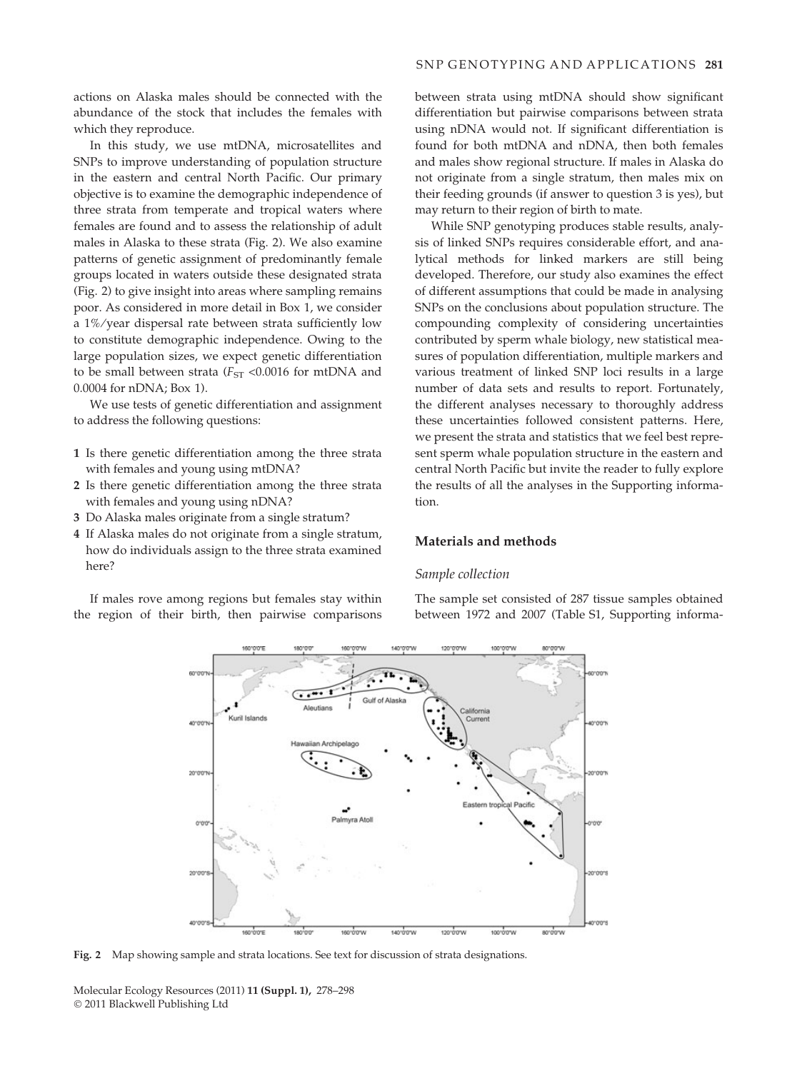actions on Alaska males should be connected with the abundance of the stock that includes the females with which they reproduce.

In this study, we use mtDNA, microsatellites and SNPs to improve understanding of population structure in the eastern and central North Pacific. Our primary objective is to examine the demographic independence of three strata from temperate and tropical waters where females are found and to assess the relationship of adult males in Alaska to these strata (Fig. 2). We also examine patterns of genetic assignment of predominantly female groups located in waters outside these designated strata (Fig. 2) to give insight into areas where sampling remains poor. As considered in more detail in Box 1, we consider a 1%/year dispersal rate between strata sufficiently low to constitute demographic independence. Owing to the large population sizes, we expect genetic differentiation to be small between strata ($F_{ST}$ <0.0016 for mtDNA and 0.0004 for nDNA; Box 1).

We use tests of genetic differentiation and assignment to address the following questions:

1. Is there genetic differentiation among the three strata with females and young using mtDNA?
2. Is there genetic differentiation among the three strata with females and young using nDNA?
3. Do Alaska males originate from a single stratum?
4. If Alaska males do not originate from a single stratum, how do individuals assign to the three strata examined here?

If males rove among regions but females stay within the region of their birth, then pairwise comparisons between strata using mtDNA should show significant differentiation but pairwise comparisons between strata using nDNA would not. If significant differentiation is found for both mtDNA and nDNA, then both females and males show regional structure. If males in Alaska do not originate from a single stratum, then males mix on their feeding grounds (if answer to question 3 is yes), but may return to their region of birth to mate.

While SNP genotyping produces stable results, analysis of linked SNPs requires considerable effort, and analytical methods for linked markers are still being developed. Therefore, our study also examines the effect of different assumptions that could be made in analysing SNPs on the conclusions about population structure. The compounding complexity of considering uncertainties contributed by sperm whale biology, new statistical measures of population differentiation, multiple markers and various treatment of linked SNP loci results in a large number of data sets and results to report. Fortunately, the different analyses necessary to thoroughly address these uncertainties followed consistent patterns. Here, we present the strata and statistics that we feel best represent sperm whale population structure in the eastern and central North Pacific but invite the reader to fully explore the results of all the analyses in the Supporting information.

## Materials and methods

### Sample collection

The sample set consisted of 287 tissue samples obtained between 1972 and 2007 (Table S1, Supporting informa-

Fig. 2 Map showing sample and strata locations. See text for discussion of strata designations.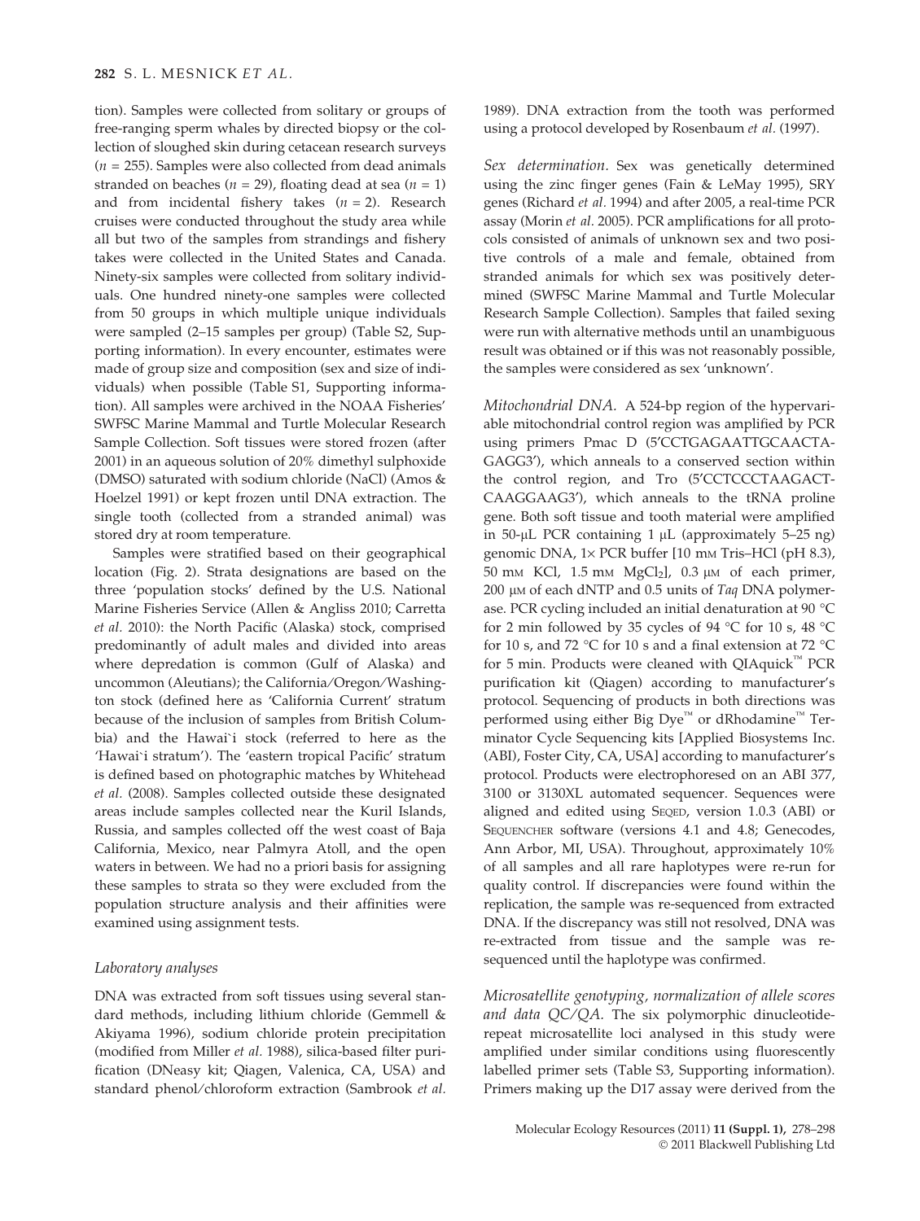tion). Samples were collected from solitary or groups of free-ranging sperm whales by directed biopsy or the collection of sloughed skin during cetacean research surveys ($n = 255$). Samples were also collected from dead animals stranded on beaches ($n = 29$), floating dead at sea ($n = 1$) and from incidental fishery takes ($n = 2$). Research cruises were conducted throughout the study area while all but two of the samples from strandings and fishery takes were collected in the United States and Canada. Ninety-six samples were collected from solitary individuals. One hundred ninety-one samples were collected from 50 groups in which multiple unique individuals were sampled (2–15 samples per group) (Table S2, Supporting information). In every encounter, estimates were made of group size and composition (sex and size of individuals) when possible (Table S1, Supporting information). All samples were archived in the NOAA Fisheries' SWFSC Marine Mammal and Turtle Molecular Research Sample Collection. Soft tissues were stored frozen (after 2001) in an aqueous solution of 20% dimethyl sulphoxide (DMSO) saturated with sodium chloride (NaCl) (Amos & Hoelzel 1991) or kept frozen until DNA extraction. The single tooth (collected from a stranded animal) was stored dry at room temperature.

Samples were stratified based on their geographical location (Fig. 2). Strata designations are based on the three 'population stocks' defined by the U.S. National Marine Fisheries Service (Allen & Angliss 2010; Carretta *et al.* 2010): the North Pacific (Alaska) stock, comprised predominantly of adult males and divided into areas where depredation is common (Gulf of Alaska) and uncommon (Aleutians); the California/Oregon/Washington stock (defined here as 'California Current' stratum because of the inclusion of samples from British Columbia) and the Hawai`i stock (referred to here as the 'Hawai`i stratum'). The 'eastern tropical Pacific' stratum is defined based on photographic matches by Whitehead *et al.* (2008). Samples collected outside these designated areas include samples collected near the Kuril Islands, Russia, and samples collected off the west coast of Baja California, Mexico, near Palmyra Atoll, and the open waters in between. We had no a priori basis for assigning these samples to strata so they were excluded from the population structure analysis and their affinities were examined using assignment tests.

### *Laboratory analyses*

DNA was extracted from soft tissues using several standard methods, including lithium chloride (Gemmell & Akiyama 1996), sodium chloride protein precipitation (modified from Miller *et al.* 1988), silica-based filter purification (DNeasy kit; Qiagen, Valenica, CA, USA) and standard phenol/chloroform extraction (Sambrook *et al.* 1989). DNA extraction from the tooth was performed using a protocol developed by Rosenbaum *et al.* (1997).

*Sex determination.* Sex was genetically determined using the zinc finger genes (Fain & LeMay 1995), SRY genes (Richard *et al.* 1994) and after 2005, a real-time PCR assay (Morin *et al.* 2005). PCR amplifications for all protocols consisted of animals of unknown sex and two positive controls of a male and female, obtained from stranded animals for which sex was positively determined (SWFSC Marine Mammal and Turtle Molecular Research Sample Collection). Samples that failed sexing were run with alternative methods until an unambiguous result was obtained or if this was not reasonably possible, the samples were considered as sex 'unknown'.

*Mitochondrial DNA.* A 524-bp region of the hypervariable mitochondrial control region was amplified by PCR using primers Pmac D (5′CCTGAGAATTGCAACTAGAGG3′), which anneals to a conserved section within the control region, and Tro (5′CCTCCCTAAGACTCAAGGAAG3′), which anneals to the tRNA proline gene. Both soft tissue and tooth material were amplified in 50-μL PCR containing 1 μL (approximately 5–25 ng) genomic DNA, 1× PCR buffer [10 mM Tris–HCl (pH 8.3), 50 mM KCl, 1.5 mM $MgCl_2$], 0.3 μM of each primer, 200 μM of each dNTP and 0.5 units of *Taq* DNA polymerase. PCR cycling included an initial denaturation at 90 °C for 2 min followed by 35 cycles of 94 °C for 10 s, 48 °C for 10 s, and 72 °C for 10 s and a final extension at 72 °C for 5 min. Products were cleaned with QIAquick™ PCR purification kit (Qiagen) according to manufacturer's protocol. Sequencing of products in both directions was performed using either Big Dye™ or dRhodamine™ Terminator Cycle Sequencing kits [Applied Biosystems Inc. (ABI), Foster City, CA, USA] according to manufacturer's protocol. Products were electrophoresed on an ABI 377, 3100 or 3130XL automated sequencer. Sequences were aligned and edited using SEQED, version 1.0.3 (ABI) or SEQUENCHER software (versions 4.1 and 4.8; Genecodes, Ann Arbor, MI, USA). Throughout, approximately 10% of all samples and all rare haplotypes were re-run for quality control. If discrepancies were found within the replication, the sample was re-sequenced from extracted DNA. If the discrepancy was still not resolved, DNA was re-extracted from tissue and the sample was re-sequenced until the haplotype was confirmed.

*Microsatellite genotyping, normalization of allele scores and data QC/QA.* The six polymorphic dinucleotide-repeat microsatellite loci analysed in this study were amplified under similar conditions using fluorescently labelled primer sets (Table S3, Supporting information). Primers making up the D17 assay were derived from the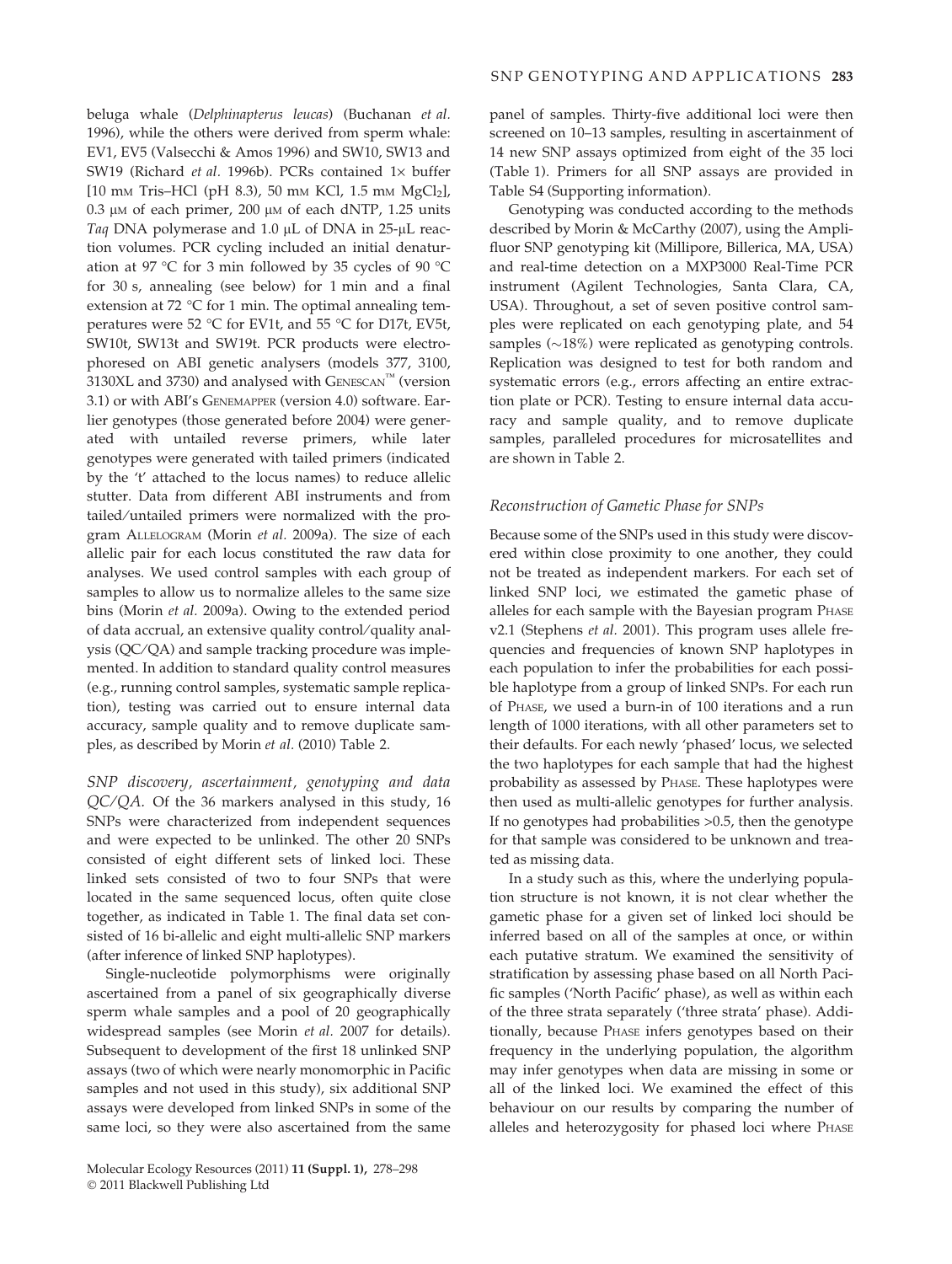beluga whale (*Delphinapterus leucas*) (Buchanan *et al.* 1996), while the others were derived from sperm whale: EV1, EV5 (Valsecchi & Amos 1996) and SW10, SW13 and SW19 (Richard *et al.* 1996b). PCRs contained 1× buffer [10 mM Tris–HCl (pH 8.3), 50 mM KCl, 1.5 mM $MgCl_2$], 0.3 μM of each primer, 200 μM of each dNTP, 1.25 units *Taq* DNA polymerase and 1.0 μL of DNA in 25-μL reaction volumes. PCR cycling included an initial denaturation at 97 °C for 3 min followed by 35 cycles of 90 °C for 30 s, annealing (see below) for 1 min and a final extension at 72 °C for 1 min. The optimal annealing temperatures were 52 °C for EV1t, and 55 °C for D17t, EV5t, SW10t, SW13t and SW19t. PCR products were electrophoresed on ABI genetic analysers (models 377, 3100, 3130XL and 3730) and analysed with GENESCAN™ (version 3.1) or with ABI's GENEMAPPER (version 4.0) software. Earlier genotypes (those generated before 2004) were generated with untailed reverse primers, while later genotypes were generated with tailed primers (indicated by the 't' attached to the locus names) to reduce allelic stutter. Data from different ABI instruments and from tailed/untailed primers were normalized with the program ALLELOGRAM (Morin *et al.* 2009a). The size of each allelic pair for each locus constituted the raw data for analyses. We used control samples with each group of samples to allow us to normalize alleles to the same size bins (Morin *et al.* 2009a). Owing to the extended period of data accrual, an extensive quality control/quality analysis (QC/QA) and sample tracking procedure was implemented. In addition to standard quality control measures (e.g., running control samples, systematic sample replication), testing was carried out to ensure internal data accuracy, sample quality and to remove duplicate samples, as described by Morin *et al.* (2010) Table 2.

*SNP discovery, ascertainment, genotyping and data QC/QA.* Of the 36 markers analysed in this study, 16 SNPs were characterized from independent sequences and were expected to be unlinked. The other 20 SNPs consisted of eight different sets of linked loci. These linked sets consisted of two to four SNPs that were located in the same sequenced locus, often quite close together, as indicated in Table 1. The final data set consisted of 16 bi-allelic and eight multi-allelic SNP markers (after inference of linked SNP haplotypes).

Single-nucleotide polymorphisms were originally ascertained from a panel of six geographically diverse sperm whale samples and a pool of 20 geographically widespread samples (see Morin *et al.* 2007 for details). Subsequent to development of the first 18 unlinked SNP assays (two of which were nearly monomorphic in Pacific samples and not used in this study), six additional SNP assays were developed from linked SNPs in some of the same loci, so they were also ascertained from the same panel of samples. Thirty-five additional loci were then screened on 10–13 samples, resulting in ascertainment of 14 new SNP assays optimized from eight of the 35 loci (Table 1). Primers for all SNP assays are provided in Table S4 (Supporting information).

Genotyping was conducted according to the methods described by Morin & McCarthy (2007), using the Amplifluor SNP genotyping kit (Millipore, Billerica, MA, USA) and real-time detection on a MXP3000 Real-Time PCR instrument (Agilent Technologies, Santa Clara, CA, USA). Throughout, a set of seven positive control samples were replicated on each genotyping plate, and 54 samples (~18%) were replicated as genotyping controls. Replication was designed to test for both random and systematic errors (e.g., errors affecting an entire extraction plate or PCR). Testing to ensure internal data accuracy and sample quality, and to remove duplicate samples, paralleled procedures for microsatellites and are shown in Table 2.

### *Reconstruction of Gametic Phase for SNPs*

Because some of the SNPs used in this study were discovered within close proximity to one another, they could not be treated as independent markers. For each set of linked SNP loci, we estimated the gametic phase of alleles for each sample with the Bayesian program PHASE v2.1 (Stephens *et al.* 2001). This program uses allele frequencies and frequencies of known SNP haplotypes in each population to infer the probabilities for each possible haplotype from a group of linked SNPs. For each run of PHASE, we used a burn-in of 100 iterations and a run length of 1000 iterations, with all other parameters set to their defaults. For each newly 'phased' locus, we selected the two haplotypes for each sample that had the highest probability as assessed by PHASE. These haplotypes were then used as multi-allelic genotypes for further analysis. If no genotypes had probabilities >0.5, then the genotype for that sample was considered to be unknown and treated as missing data.

In a study such as this, where the underlying population structure is not known, it is not clear whether the gametic phase for a given set of linked loci should be inferred based on all of the samples at once, or within each putative stratum. We examined the sensitivity of stratification by assessing phase based on all North Pacific samples ('North Pacific' phase), as well as within each of the three strata separately ('three strata' phase). Additionally, because PHASE infers genotypes based on their frequency in the underlying population, the algorithm may infer genotypes when data are missing in some or all of the linked loci. We examined the effect of this behaviour on our results by comparing the number of alleles and heterozygosity for phased loci where PHASE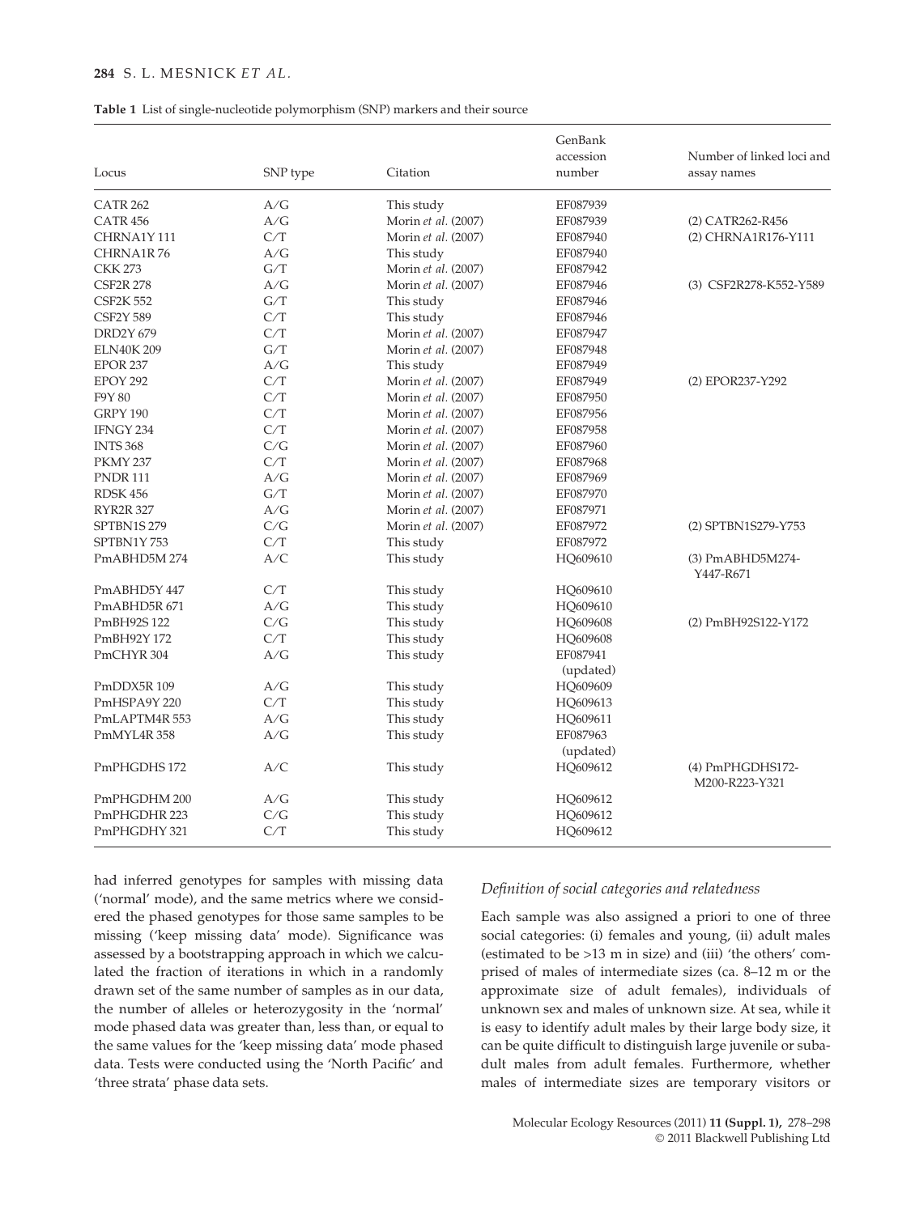**Table 1** List of single-nucleotide polymorphism (SNP) markers and their source

| Locus | SNP type | Citation | GenBank accession number | Number of linked loci and assay names |
|---|---|---|---|---|
| CATR 262 | A/G | This study | EF087939 | |
| CATR 456 | A/G | Morin *et al.* (2007) | EF087939 | (2) CATR262-R456 |
| CHRNA1Y 111 | C/T | Morin *et al.* (2007) | EF087940 | (2) CHRNA1R176-Y111 |
| CHRNA1R 76 | A/G | This study | EF087940 | |
| CKK 273 | G/T | Morin *et al.* (2007) | EF087942 | |
| CSF2R 278 | A/G | Morin *et al.* (2007) | EF087946 | (3) CSF2R278-K552-Y589 |
| CSF2K 552 | G/T | This study | EF087946 | |
| CSF2Y 589 | C/T | This study | EF087946 | |
| DRD2Y 679 | C/T | Morin *et al.* (2007) | EF087947 | |
| ELN40K 209 | G/T | Morin *et al.* (2007) | EF087948 | |
| EPOR 237 | A/G | This study | EF087949 | |
| EPOY 292 | C/T | Morin *et al.* (2007) | EF087949 | (2) EPOR237-Y292 |
| F9Y 80 | C/T | Morin *et al.* (2007) | EF087950 | |
| GRPY 190 | C/T | Morin *et al.* (2007) | EF087956 | |
| IFNGY 234 | C/T | Morin *et al.* (2007) | EF087958 | |
| INTS 368 | C/G | Morin *et al.* (2007) | EF087960 | |
| PKMY 237 | C/T | Morin *et al.* (2007) | EF087968 | |
| PNDR 111 | A/G | Morin *et al.* (2007) | EF087969 | |
| RDSK 456 | G/T | Morin *et al.* (2007) | EF087970 | |
| RYR2R 327 | A/G | Morin *et al.* (2007) | EF087971 | |
| SPTBN1S 279 | C/G | Morin *et al.* (2007) | EF087972 | (2) SPTBN1S279-Y753 |
| SPTBN1Y 753 | C/T | This study | EF087972 | |
| PmABHD5M 274 | A/C | This study | HQ609610 | (3) PmABHD5M274-Y447-R671 |
| PmABHD5Y 447 | C/T | This study | HQ609610 | |
| PmABHD5R 671 | A/G | This study | HQ609610 | |
| PmBH92S 122 | C/G | This study | HQ609608 | (2) PmBH92S122-Y172 |
| PmBH92Y 172 | C/T | This study | HQ609608 | |
| PmCHYR 304 | A/G | This study | EF087941 (updated) | |
| PmDDX5R 109 | A/G | This study | HQ609609 | |
| PmHSPA9Y 220 | C/T | This study | HQ609613 | |
| PmLAPTM4R 553 | A/G | This study | HQ609611 | |
| PmMYL4R 358 | A/G | This study | EF087963 (updated) | |
| PmPHGDHS 172 | A/C | This study | HQ609612 | (4) PmPHGDHS172-M200-R223-Y321 |
| PmPHGDHM 200 | A/G | This study | HQ609612 | |
| PmPHGDHR 223 | C/G | This study | HQ609612 | |
| PmPHGDHY 321 | C/T | This study | HQ609612 | |

had inferred genotypes for samples with missing data ('normal' mode), and the same metrics where we considered the phased genotypes for those same samples to be missing ('keep missing data' mode). Significance was assessed by a bootstrapping approach in which we calculated the fraction of iterations in which in a randomly drawn set of the same number of samples as in our data, the number of alleles or heterozygosity in the 'normal' mode phased data was greater than, less than, or equal to the same values for the 'keep missing data' mode phased data. Tests were conducted using the 'North Pacific' and 'three strata' phase data sets.

### *Definition of social categories and relatedness*

Each sample was also assigned a priori to one of three social categories: (i) females and young, (ii) adult males (estimated to be >13 m in size) and (iii) 'the others' comprised of males of intermediate sizes (ca. 8–12 m or the approximate size of adult females), individuals of unknown sex and males of unknown size. At sea, while it is easy to identify adult males by their large body size, it can be quite difficult to distinguish large juvenile or subadult males from adult females. Furthermore, whether males of intermediate sizes are temporary visitors or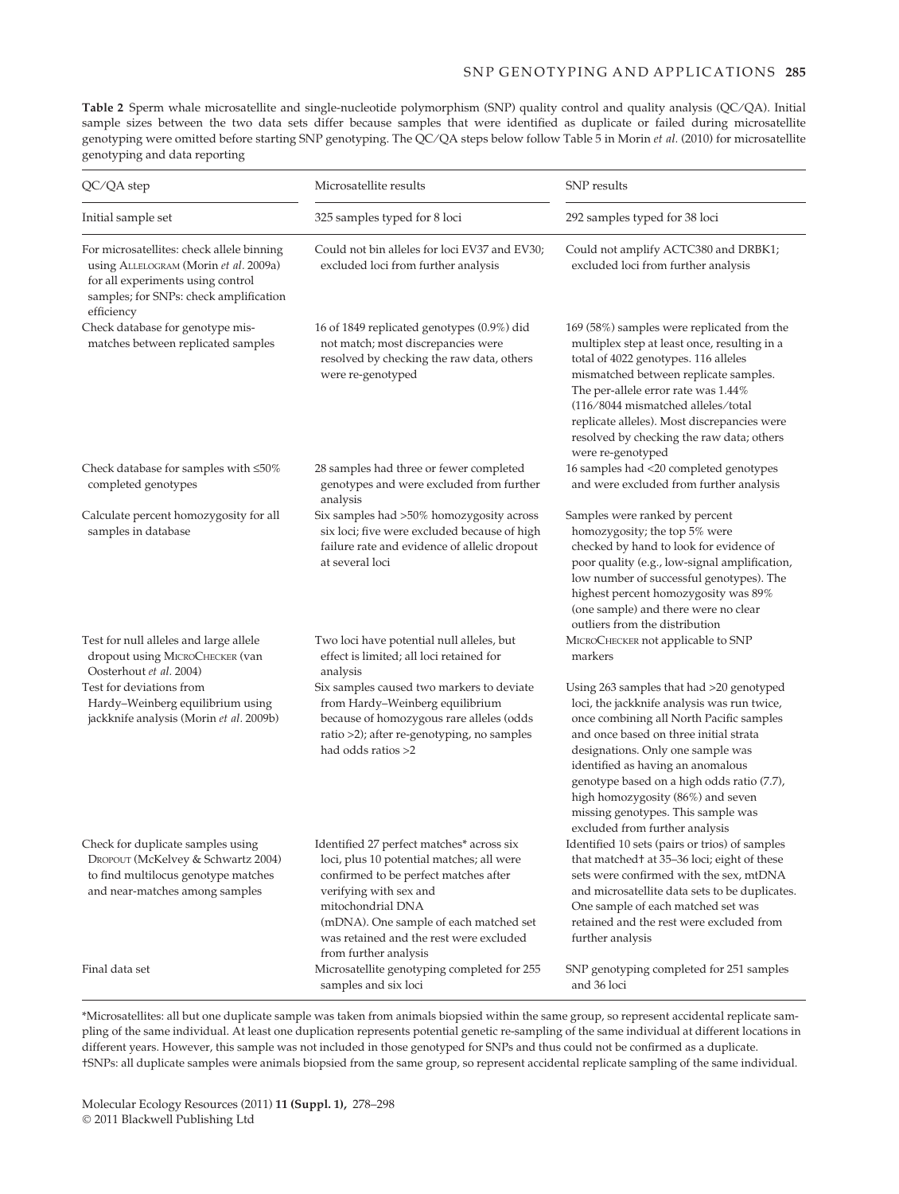**Table 2** Sperm whale microsatellite and single-nucleotide polymorphism (SNP) quality control and quality analysis (QC/QA). Initial sample sizes between the two data sets differ because samples that were identified as duplicate or failed during microsatellite genotyping were omitted before starting SNP genotyping. The QC/QA steps below follow Table 5 in Morin *et al.* (2010) for microsatellite genotyping and data reporting

| QC/QA step | Microsatellite results | SNP results |
|---|---|---|
| Initial sample set | 325 samples typed for 8 loci | 292 samples typed for 38 loci |
| For microsatellites: check allele binning using ALLELOGRAM (Morin *et al.* 2009a) for all experiments using control samples; for SNPs: check amplification efficiency | Could not bin alleles for loci EV37 and EV30; excluded loci from further analysis | Could not amplify ACTC380 and DRBK1; excluded loci from further analysis |
| Check database for genotype mis-matches between replicated samples | 16 of 1849 replicated genotypes (0.9%) did not match; most discrepancies were resolved by checking the raw data, others were re-genotyped | 169 (58%) samples were replicated from the multiplex step at least once, resulting in a total of 4022 genotypes. 116 alleles mismatched between replicate samples. The per-allele error rate was 1.44% (116/8044 mismatched alleles/total replicate alleles). Most discrepancies were resolved by checking the raw data; others were re-genotyped |
| Check database for samples with ≤50% completed genotypes | 28 samples had three or fewer completed genotypes and were excluded from further analysis | 16 samples had <20 completed genotypes and were excluded from further analysis |
| Calculate percent homozygosity for all samples in database | Six samples had >50% homozygosity across six loci; five were excluded because of high failure rate and evidence of allelic dropout at several loci | Samples were ranked by percent homozygosity; the top 5% were checked by hand to look for evidence of poor quality (e.g., low-signal amplification, low number of successful genotypes). The highest percent homozygosity was 89% (one sample) and there were no clear outliers from the distribution |
| Test for null alleles and large allele dropout using MICROCHECKER (van Oosterhout *et al.* 2004) | Two loci have potential null alleles, but effect is limited; all loci retained for analysis | MICROCHECKER not applicable to SNP markers |
| Test for deviations from Hardy–Weinberg equilibrium using jackknife analysis (Morin *et al.* 2009b) | Six samples caused two markers to deviate from Hardy–Weinberg equilibrium because of homozygous rare alleles (odds ratio >2); after re-genotyping, no samples had odds ratios >2 | Using 263 samples that had >20 genotyped loci, the jackknife analysis was run twice, once combining all North Pacific samples and once based on three initial strata designations. Only one sample was identified as having an anomalous genotype based on a high odds ratio (7.7), high homozygosity (86%) and seven missing genotypes. This sample was excluded from further analysis |
| Check for duplicate samples using DROPOUT (McKelvey & Schwartz 2004) to find multilocus genotype matches and near-matches among samples | Identified 27 perfect matches* across six loci, plus 10 potential matches; all were confirmed to be perfect matches after verifying with sex and mitochondrial DNA (mtDNA). One sample of each matched set was retained and the rest were excluded from further analysis | Identified 10 sets (pairs or trios) of samples that matched† at 35–36 loci; eight of these sets were confirmed with the sex, mtDNA and microsatellite data sets to be duplicates. One sample of each matched set was retained and the rest were excluded from further analysis |
| Final data set | Microsatellite genotyping completed for 255 samples and six loci | SNP genotyping completed for 251 samples and 36 loci |

*Microsatellites: all but one duplicate sample was taken from animals biopsied within the same group, so represent accidental replicate sampling of the same individual. At least one duplication represents potential genetic re-sampling of the same individual at different locations in different years. However, this sample was not included in those genotyped for SNPs and thus could not be confirmed as a duplicate.
†SNPs: all duplicate samples were animals biopsied from the same group, so represent accidental replicate sampling of the same individual.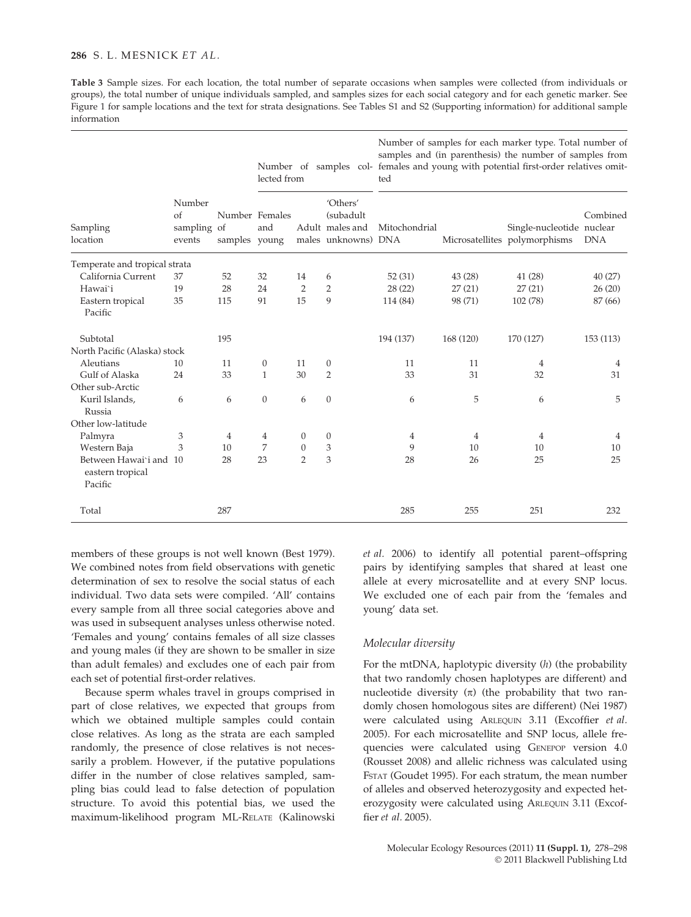**Table 3** Sample sizes. For each location, the total number of separate occasions when samples were collected (from individuals or groups), the total number of unique individuals sampled, and samples sizes for each social category and for each genetic marker. See Figure 1 for sample locations and the text for strata designations. See Tables S1 and S2 (Supporting information) for additional sample information

| | | | Number of samples collected from | | | Number of samples for each marker type. Total number of samples and (in parenthesis) the number of samples from females and young with potential first-order relatives omitted | | | |
|---|---|---|---|---|---|---|---|---|---|
| Sampling location | Number of sampling events | Number of samples | Females and young | Adult males | 'Others' (subadult males and unknowns) | Mitochondrial DNA | Microsatellites | Single-nucleotide polymorphisms | Combined nuclear DNA |
| Temperate and tropical strata | | | | | | | | | |
| California Current | 37 | 52 | 32 | 14 | 6 | 52 (31) | 43 (28) | 41 (28) | 40 (27) |
| Hawai`i | 19 | 28 | 24 | 2 | 2 | 28 (22) | 27 (21) | 27 (21) | 26 (20) |
| Eastern tropical Pacific | 35 | 115 | 91 | 15 | 9 | 114 (84) | 98 (71) | 102 (78) | 87 (66) |
| Subtotal | | 195 | | | | 194 (137) | 168 (120) | 170 (127) | 153 (113) |
| North Pacific (Alaska) stock | | | | | | | | | |
| Aleutians | 10 | 11 | 0 | 11 | 0 | 11 | 11 | 4 | 4 |
| Gulf of Alaska | 24 | 33 | 1 | 30 | 2 | 33 | 31 | 32 | 31 |
| Other sub-Arctic | | | | | | | | | |
| Kuril Islands, Russia | 6 | 6 | 0 | 6 | 0 | 6 | 5 | 6 | 5 |
| Other low-latitude | | | | | | | | | |
| Palmyra | 3 | 4 | 4 | 0 | 0 | 4 | 4 | 4 | 4 |
| Western Baja | 3 | 10 | 7 | 0 | 3 | 9 | 10 | 10 | 10 |
| Between Hawai`i and eastern tropical Pacific | 10 | 28 | 23 | 2 | 3 | 28 | 26 | 25 | 25 |
| Total | | 287 | | | | 285 | 255 | 251 | 232 |

members of these groups is not well known (Best 1979). We combined notes from field observations with genetic determination of sex to resolve the social status of each individual. Two data sets were compiled. 'All' contains every sample from all three social categories above and was used in subsequent analyses unless otherwise noted. 'Females and young' contains females of all size classes and young males (if they are shown to be smaller in size than adult females) and excludes one of each pair from each set of potential first-order relatives.

Because sperm whales travel in groups comprised in part of close relatives, we expected that groups from which we obtained multiple samples could contain close relatives. As long as the strata are each sampled randomly, the presence of close relatives is not necessarily a problem. However, if the putative populations differ in the number of close relatives sampled, sampling bias could lead to false detection of population structure. To avoid this potential bias, we used the maximum-likelihood program ML-Relate (Kalinowski *et al.* 2006) to identify all potential parent–offspring pairs by identifying samples that shared at least one allele at every microsatellite and at every SNP locus. We excluded one of each pair from the 'females and young' data set.

### Molecular diversity

For the mtDNA, haplotypic diversity ($h$) (the probability that two randomly chosen haplotypes are different) and nucleotide diversity ($\pi$) (the probability that two randomly chosen homologous sites are different) (Nei 1987) were calculated using Arlequin 3.11 (Excoffier *et al.* 2005). For each microsatellite and SNP locus, allele frequencies were calculated using Genepop version 4.0 (Rousset 2008) and allelic richness was calculated using Fstat (Goudet 1995). For each stratum, the mean number of alleles and observed heterozygosity and expected heterozygosity were calculated using Arlequin 3.11 (Excoffier *et al.* 2005).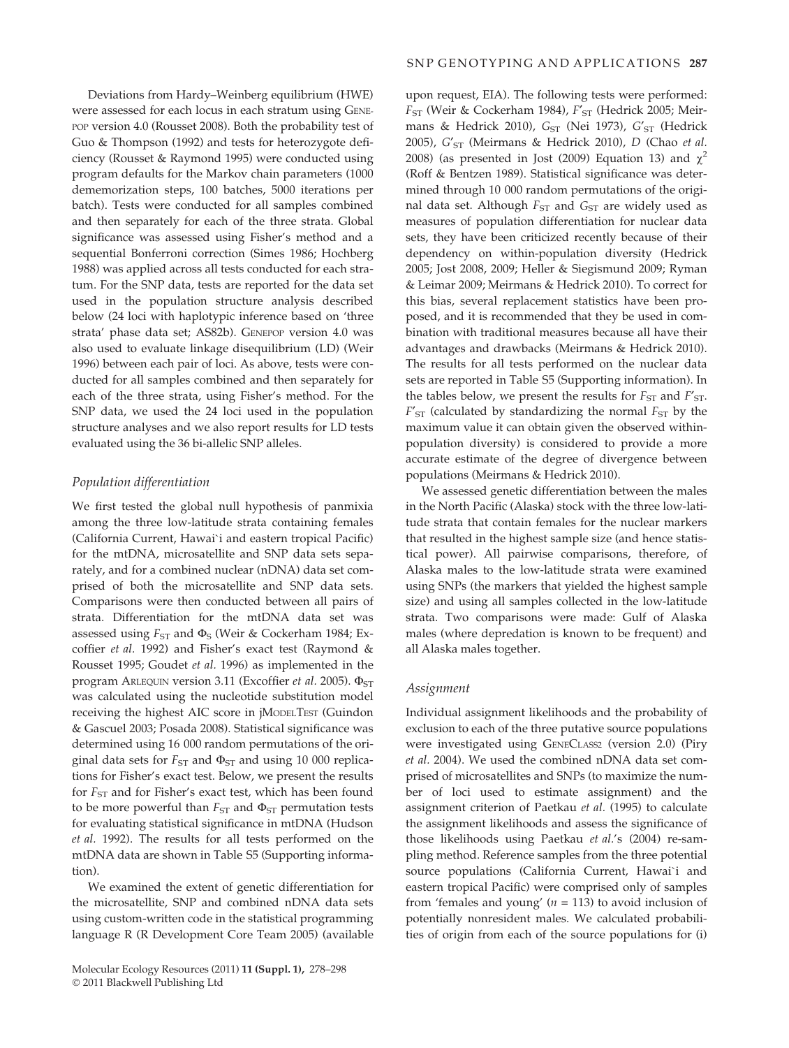Deviations from Hardy–Weinberg equilibrium (HWE) were assessed for each locus in each stratum using GENEPOP version 4.0 (Rousset 2008). Both the probability test of Guo & Thompson (1992) and tests for heterozygote deficiency (Rousset & Raymond 1995) were conducted using program defaults for the Markov chain parameters (1000 dememorization steps, 100 batches, 5000 iterations per batch). Tests were conducted for all samples combined and then separately for each of the three strata. Global significance was assessed using Fisher's method and a sequential Bonferroni correction (Simes 1986; Hochberg 1988) was applied across all tests conducted for each stratum. For the SNP data, tests are reported for the data set used in the population structure analysis described below (24 loci with haplotypic inference based on 'three strata' phase data set; AS82b). GENEPOP version 4.0 was also used to evaluate linkage disequilibrium (LD) (Weir 1996) between each pair of loci. As above, tests were conducted for all samples combined and then separately for each of the three strata, using Fisher's method. For the SNP data, we used the 24 loci used in the population structure analyses and we also report results for LD tests evaluated using the 36 bi-allelic SNP alleles.

### *Population differentiation*

We first tested the global null hypothesis of panmixia among the three low-latitude strata containing females (California Current, Hawai`i and eastern tropical Pacific) for the mtDNA, microsatellite and SNP data sets separately, and for a combined nuclear (nDNA) data set comprised of both the microsatellite and SNP data sets. Comparisons were then conducted between all pairs of strata. Differentiation for the mtDNA data set was assessed using $F_{ST}$ and $\Phi_S$ (Weir & Cockerham 1984; Excoffier *et al.* 1992) and Fisher's exact test (Raymond & Rousset 1995; Goudet *et al.* 1996) as implemented in the program ARLEQUIN version 3.11 (Excoffier *et al.* 2005). $\Phi_{ST}$ was calculated using the nucleotide substitution model receiving the highest AIC score in jMODELTEST (Guindon & Gascuel 2003; Posada 2008). Statistical significance was determined using 16 000 random permutations of the original data sets for $F_{ST}$ and $\Phi_{ST}$ and using 10 000 replications for Fisher's exact test. Below, we present the results for $F_{ST}$ and for Fisher's exact test, which has been found to be more powerful than $F_{ST}$ and $\Phi_{ST}$ permutation tests for evaluating statistical significance in mtDNA (Hudson *et al.* 1992). The results for all tests performed on the mtDNA data are shown in Table S5 (Supporting information).

We examined the extent of genetic differentiation for the microsatellite, SNP and combined nDNA data sets using custom-written code in the statistical programming language R (R Development Core Team 2005) (available upon request, EIA). The following tests were performed: $F_{ST}$ (Weir & Cockerham 1984), $F'_{ST}$ (Hedrick 2005; Meirmans & Hedrick 2010), $G_{ST}$ (Nei 1973), $G'_{ST}$ (Hedrick 2005), $G'_{ST}$ (Meirmans & Hedrick 2010), $D$ (Chao *et al.* 2008) (as presented in Jost (2009) Equation 13) and $\chi^2$ (Roff & Bentzen 1989). Statistical significance was determined through 10 000 random permutations of the original data set. Although $F_{ST}$ and $G_{ST}$ are widely used as measures of population differentiation for nuclear data sets, they have been criticized recently because of their dependency on within-population diversity (Hedrick 2005; Jost 2008, 2009; Heller & Siegismund 2009; Ryman & Leimar 2009; Meirmans & Hedrick 2010). To correct for this bias, several replacement statistics have been proposed, and it is recommended that they be used in combination with traditional measures because all have their advantages and drawbacks (Meirmans & Hedrick 2010). The results for all tests performed on the nuclear data sets are reported in Table S5 (Supporting information). In the tables below, we present the results for $F_{ST}$ and $F'_{ST}$. $F'_{ST}$ (calculated by standardizing the normal $F_{ST}$ by the maximum value it can obtain given the observed within-population diversity) is considered to provide a more accurate estimate of the degree of divergence between populations (Meirmans & Hedrick 2010).

We assessed genetic differentiation between the males in the North Pacific (Alaska) stock with the three low-latitude strata that contain females for the nuclear markers that resulted in the highest sample size (and hence statistical power). All pairwise comparisons, therefore, of Alaska males to the low-latitude strata were examined using SNPs (the markers that yielded the highest sample size) and using all samples collected in the low-latitude strata. Two comparisons were made: Gulf of Alaska males (where depredation is known to be frequent) and all Alaska males together.

### *Assignment*

Individual assignment likelihoods and the probability of exclusion to each of the three putative source populations were investigated using GENECLASS2 (version 2.0) (Piry *et al.* 2004). We used the combined nDNA data set comprised of microsatellites and SNPs (to maximize the number of loci used to estimate assignment) and the assignment criterion of Paetkau *et al.* (1995) to calculate the assignment likelihoods and assess the significance of those likelihoods using Paetkau *et al.*'s (2004) re-sampling method. Reference samples from the three potential source populations (California Current, Hawai`i and eastern tropical Pacific) were comprised only of samples from 'females and young' ($n$ = 113) to avoid inclusion of potentially nonresident males. We calculated probabilities of origin from each of the source populations for (i)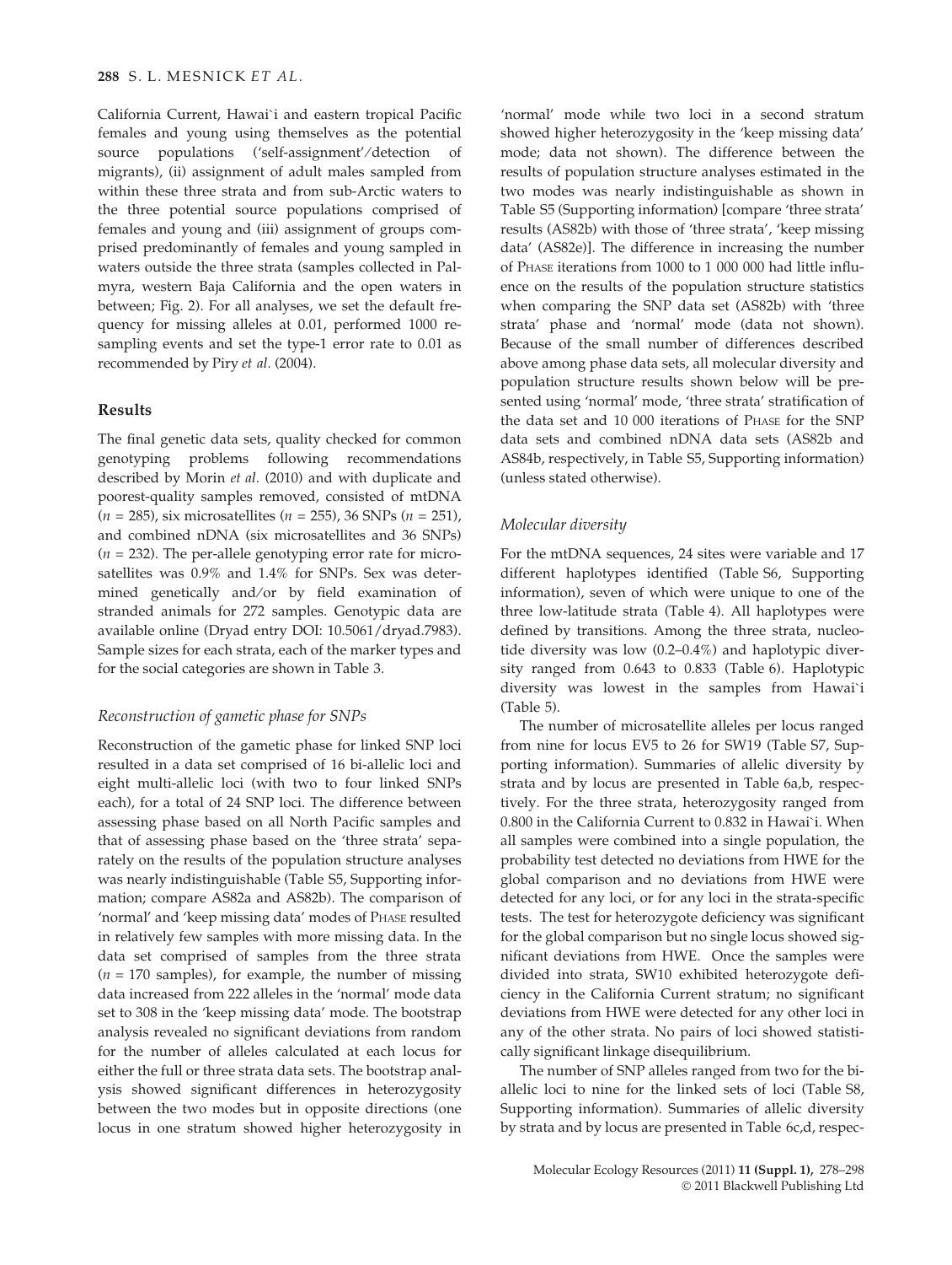California Current, Hawai`i and eastern tropical Pacific females and young using themselves as the potential source populations ('self-assignment'/detection of migrants), (ii) assignment of adult males sampled from within these three strata and from sub-Arctic waters to the three potential source populations comprised of females and young and (iii) assignment of groups comprised predominantly of females and young sampled in waters outside the three strata (samples collected in Palmyra, western Baja California and the open waters in between; Fig. 2). For all analyses, we set the default frequency for missing alleles at 0.01, performed 1000 resampling events and set the type-1 error rate to 0.01 as recommended by Piry *et al.* (2004).

## Results

The final genetic data sets, quality checked for common genotyping problems following recommendations described by Morin *et al.* (2010) and with duplicate and poorest-quality samples removed, consisted of mtDNA ($n$ = 285), six microsatellites ($n$ = 255), 36 SNPs ($n$ = 251), and combined nDNA (six microsatellites and 36 SNPs) ($n$ = 232). The per-allele genotyping error rate for microsatellites was 0.9% and 1.4% for SNPs. Sex was determined genetically and/or by field examination of stranded animals for 272 samples. Genotypic data are available online (Dryad entry DOI: 10.5061/dryad.7983). Sample sizes for each strata, each of the marker types and for the social categories are shown in Table 3.

### *Reconstruction of gametic phase for SNPs*

Reconstruction of the gametic phase for linked SNP loci resulted in a data set comprised of 16 bi-allelic loci and eight multi-allelic loci (with two to four linked SNPs each), for a total of 24 SNP loci. The difference between assessing phase based on all North Pacific samples and that of assessing phase based on the 'three strata' separately on the results of the population structure analyses was nearly indistinguishable (Table S5, Supporting information; compare AS82a and AS82b). The comparison of 'normal' and 'keep missing data' modes of PHASE resulted in relatively few samples with more missing data. In the data set comprised of samples from the three strata ($n$ = 170 samples), for example, the number of missing data increased from 222 alleles in the 'normal' mode data set to 308 in the 'keep missing data' mode. The bootstrap analysis revealed no significant deviations from random for the number of alleles calculated at each locus for either the full or three strata data sets. The bootstrap analysis showed significant differences in heterozygosity between the two modes but in opposite directions (one locus in one stratum showed higher heterozygosity in 'normal' mode while two loci in a second stratum showed higher heterozygosity in the 'keep missing data' mode; data not shown). The difference between the results of population structure analyses estimated in the two modes was nearly indistinguishable as shown in Table S5 (Supporting information) [compare 'three strata' results (AS82b) with those of 'three strata', 'keep missing data' (AS82e)]. The difference in increasing the number of PHASE iterations from 1000 to 1 000 000 had little influence on the results of the population structure statistics when comparing the SNP data set (AS82b) with 'three strata' phase and 'normal' mode (data not shown). Because of the small number of differences described above among phase data sets, all molecular diversity and population structure results shown below will be presented using 'normal' mode, 'three strata' stratification of the data set and 10 000 iterations of PHASE for the SNP data sets and combined nDNA data sets (AS82b and AS84b, respectively, in Table S5, Supporting information) (unless stated otherwise).

### *Molecular diversity*

For the mtDNA sequences, 24 sites were variable and 17 different haplotypes identified (Table S6, Supporting information), seven of which were unique to one of the three low-latitude strata (Table 4). All haplotypes were defined by transitions. Among the three strata, nucleotide diversity was low (0.2–0.4%) and haplotypic diversity ranged from 0.643 to 0.833 (Table 6). Haplotypic diversity was lowest in the samples from Hawai`i (Table 5).

The number of microsatellite alleles per locus ranged from nine for locus EV5 to 26 for SW19 (Table S7, Supporting information). Summaries of allelic diversity by strata and by locus are presented in Table 6a,b, respectively. For the three strata, heterozygosity ranged from 0.800 in the California Current to 0.832 in Hawai`i. When all samples were combined into a single population, the probability test detected no deviations from HWE for the global comparison and no deviations from HWE were detected for any loci, or for any loci in the strata-specific tests. The test for heterozygote deficiency was significant for the global comparison but no single locus showed significant deviations from HWE. Once the samples were divided into strata, SW10 exhibited heterozygote deficiency in the California Current stratum; no significant deviations from HWE were detected for any other loci in any of the other strata. No pairs of loci showed statistically significant linkage disequilibrium.

The number of SNP alleles ranged from two for the bi-allelic loci to nine for the linked sets of loci (Table S8, Supporting information). Summaries of allelic diversity by strata and by locus are presented in Table 6c,d, respec-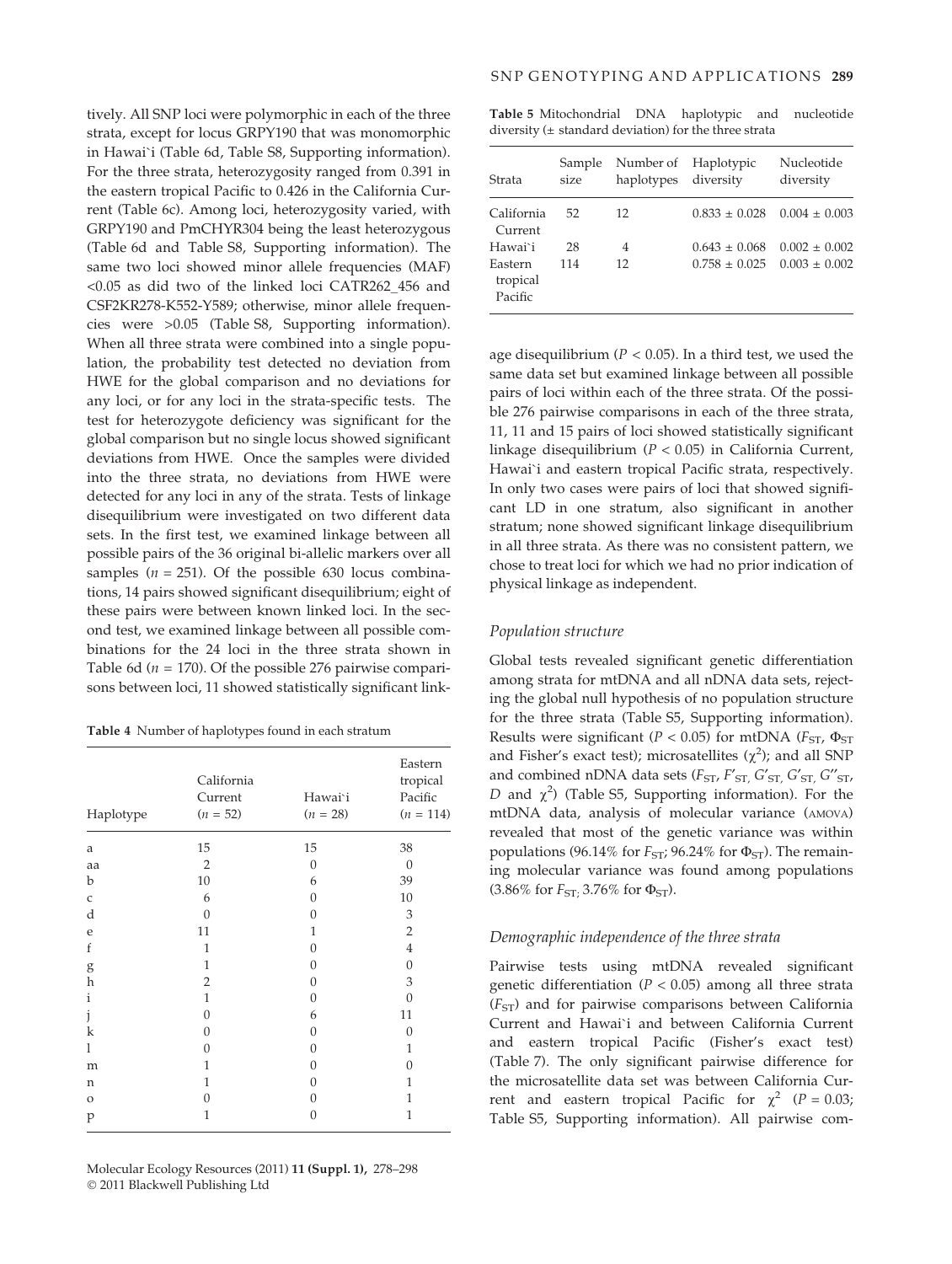tively. All SNP loci were polymorphic in each of the three strata, except for locus GRPY190 that was monomorphic in Hawai`i (Table 6d, Table S8, Supporting information). For the three strata, heterozygosity ranged from 0.391 in the eastern tropical Pacific to 0.426 in the California Current (Table 6c). Among loci, heterozygosity varied, with GRPY190 and PmCHYR304 being the least heterozygous (Table 6d and Table S8, Supporting information). The same two loci showed minor allele frequencies (MAF) <0.05 as did two of the linked loci CATR262_456 and CSF2KR278-K552-Y589; otherwise, minor allele frequencies were >0.05 (Table S8, Supporting information). When all three strata were combined into a single population, the probability test detected no deviation from HWE for the global comparison and no deviations for any loci, or for any loci in the strata-specific tests. The test for heterozygote deficiency was significant for the global comparison but no single locus showed significant deviations from HWE. Once the samples were divided into the three strata, no deviations from HWE were detected for any loci in any of the strata. Tests of linkage disequilibrium were investigated on two different data sets. In the first test, we examined linkage between all possible pairs of the 36 original bi-allelic markers over all samples ($n$ = 251). Of the possible 630 locus combinations, 14 pairs showed significant disequilibrium; eight of these pairs were between known linked loci. In the second test, we examined linkage between all possible combinations for the 24 loci in the three strata shown in Table 6d ($n$ = 170). Of the possible 276 pairwise comparisons between loci, 11 showed statistically significant linkage disequilibrium ($P$ < 0.05). In a third test, we used the same data set but examined linkage between all possible pairs of loci within each of the three strata. Of the possible 276 pairwise comparisons in each of the three strata, 11, 11 and 15 pairs of loci showed statistically significant linkage disequilibrium ($P$ < 0.05) in California Current, Hawai`i and eastern tropical Pacific strata, respectively. In only two cases were pairs of loci that showed significant LD in one stratum, also significant in another stratum; none showed significant linkage disequilibrium in all three strata. As there was no consistent pattern, we chose to treat loci for which we had no prior indication of physical linkage as independent.

**Table 4** Number of haplotypes found in each stratum

| Haplotype | California Current ($n$ = 52) | Hawai`i ($n$ = 28) | Eastern tropical Pacific ($n$ = 114) |
|---|---|---|---|
| a | 15 | 15 | 38 |
| aa | 2 | 0 | 0 |
| b | 10 | 6 | 39 |
| c | 6 | 0 | 10 |
| d | 0 | 0 | 3 |
| e | 11 | 1 | 2 |
| f | 1 | 0 | 4 |
| g | 1 | 0 | 0 |
| h | 2 | 0 | 3 |
| i | 1 | 0 | 0 |
| j | 0 | 6 | 11 |
| k | 0 | 0 | 0 |
| l | 0 | 0 | 1 |
| m | 1 | 0 | 0 |
| n | 1 | 0 | 1 |
| o | 0 | 0 | 1 |
| p | 1 | 0 | 1 |

**Table 5** Mitochondrial DNA haplotypic and nucleotide diversity (± standard deviation) for the three strata

| Strata | Sample size | Number of haplotypes | Haplotypic diversity | Nucleotide diversity |
|---|---|---|---|---|
| California Current | 52 | 12 | 0.833 ± 0.028 | 0.004 ± 0.003 |
| Hawai`i | 28 | 4 | 0.643 ± 0.068 | 0.002 ± 0.002 |
| Eastern tropical Pacific | 114 | 12 | 0.758 ± 0.025 | 0.003 ± 0.002 |

### *Population structure*

Global tests revealed significant genetic differentiation among strata for mtDNA and all nDNA data sets, rejecting the global null hypothesis of no population structure for the three strata (Table S5, Supporting information). Results were significant ($P$ < 0.05) for mtDNA ($F_{ST}$, $\Phi_{ST}$ and Fisher's exact test); microsatellites ($\chi^2$); and all SNP and combined nDNA data sets ($F_{ST}$, $F'_{ST}$, $G'_{ST}$, $G''_{ST}$, $D$ and $\chi^2$) (Table S5, Supporting information). For the mtDNA data, analysis of molecular variance (AMOVA) revealed that most of the genetic variance was within populations (96.14% for $F_{ST}$; 96.24% for $\Phi_{ST}$). The remaining molecular variance was found among populations (3.86% for $F_{ST}$; 3.76% for $\Phi_{ST}$).

### *Demographic independence of the three strata*

Pairwise tests using mtDNA revealed significant genetic differentiation ($P$ < 0.05) among all three strata ($F_{ST}$) and for pairwise comparisons between California Current and Hawai`i and between California Current and eastern tropical Pacific (Fisher's exact test) (Table 7). The only significant pairwise difference for the microsatellite data set was between California Current and eastern tropical Pacific for $\chi^2$ ($P$ = 0.03; Table S5, Supporting information). All pairwise com-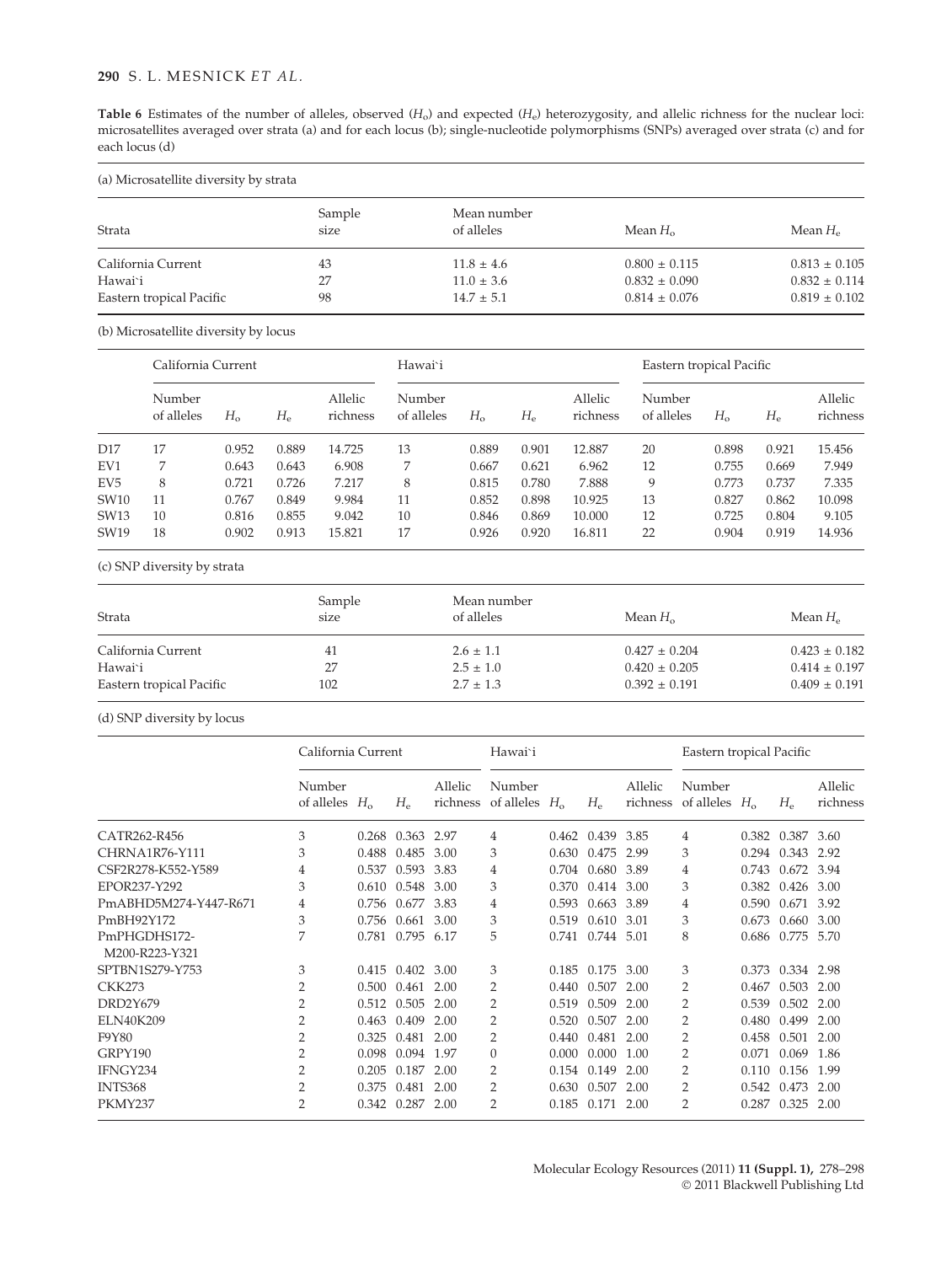**Table 6** Estimates of the number of alleles, observed ($H_o$) and expected ($H_e$) heterozygosity, and allelic richness for the nuclear loci: microsatellites averaged over strata (a) and for each locus (b); single-nucleotide polymorphisms (SNPs) averaged over strata (c) and for each locus (d)

(a) Microsatellite diversity by strata

| Strata | Sample size | Mean number of alleles | Mean $H_o$ | Mean $H_e$ |
|---|---|---|---|---|
| California Current | 43 | 11.8 ± 4.6 | 0.800 ± 0.115 | 0.813 ± 0.105 |
| Hawai`i | 27 | 11.0 ± 3.6 | 0.832 ± 0.090 | 0.832 ± 0.114 |
| Eastern tropical Pacific | 98 | 14.7 ± 5.1 | 0.814 ± 0.076 | 0.819 ± 0.102 |

(b) Microsatellite diversity by locus

| | California Current | | | | Hawai`i | | | | Eastern tropical Pacific | | | |
|---|---|---|---|---|---|---|---|---|---|---|---|---|
| | Number of alleles | $H_o$ | $H_e$ | Allelic richness | Number of alleles | $H_o$ | $H_e$ | Allelic richness | Number of alleles | $H_o$ | $H_e$ | Allelic richness |
| D17 | 17 | 0.952 | 0.889 | 14.725 | 13 | 0.889 | 0.901 | 12.887 | 20 | 0.898 | 0.921 | 15.456 |
| EV1 | 7 | 0.643 | 0.643 | 6.908 | 7 | 0.667 | 0.621 | 6.962 | 12 | 0.755 | 0.669 | 7.949 |
| EV5 | 8 | 0.721 | 0.726 | 7.217 | 8 | 0.815 | 0.780 | 7.888 | 9 | 0.773 | 0.737 | 7.335 |
| SW10 | 11 | 0.767 | 0.849 | 9.984 | 11 | 0.852 | 0.898 | 10.925 | 13 | 0.827 | 0.862 | 10.098 |
| SW13 | 10 | 0.816 | 0.855 | 9.042 | 10 | 0.846 | 0.869 | 10.000 | 12 | 0.725 | 0.804 | 9.105 |
| SW19 | 18 | 0.902 | 0.913 | 15.821 | 17 | 0.926 | 0.920 | 16.811 | 22 | 0.904 | 0.919 | 14.936 |

(c) SNP diversity by strata

| Strata | Sample size | Mean number of alleles | Mean $H_o$ | Mean $H_e$ |
|---|---|---|---|---|
| California Current | 41 | 2.6 ± 1.1 | 0.427 ± 0.204 | 0.423 ± 0.182 |
| Hawai`i | 27 | 2.5 ± 1.0 | 0.420 ± 0.205 | 0.414 ± 0.197 |
| Eastern tropical Pacific | 102 | 2.7 ± 1.3 | 0.392 ± 0.191 | 0.409 ± 0.191 |

(d) SNP diversity by locus

| | California Current | | | | Hawai`i | | | | Eastern tropical Pacific | | | |
|---|---|---|---|---|---|---|---|---|---|---|---|---|
| | Number of alleles | $H_o$ | $H_e$ | Allelic richness | Number of alleles | $H_o$ | $H_e$ | Allelic richness | Number of alleles | $H_o$ | $H_e$ | Allelic richness |
| CATR262-R456 | 3 | 0.268 | 0.363 | 2.97 | 4 | 0.462 | 0.439 | 3.85 | 4 | 0.382 | 0.387 | 3.60 |
| CHRNA1R76-Y111 | 3 | 0.488 | 0.485 | 3.00 | 3 | 0.630 | 0.475 | 2.99 | 3 | 0.294 | 0.343 | 2.92 |
| CSF2R278-K552-Y589 | 4 | 0.537 | 0.593 | 3.83 | 4 | 0.704 | 0.680 | 3.89 | 4 | 0.743 | 0.672 | 3.94 |
| EPOR237-Y292 | 3 | 0.610 | 0.548 | 3.00 | 3 | 0.370 | 0.414 | 3.00 | 3 | 0.382 | 0.426 | 3.00 |
| PmABHD5M274-Y447-R671 | 4 | 0.756 | 0.677 | 3.83 | 4 | 0.593 | 0.663 | 3.89 | 4 | 0.590 | 0.671 | 3.92 |
| PmBH92Y172 | 3 | 0.756 | 0.661 | 3.00 | 3 | 0.519 | 0.610 | 3.01 | 3 | 0.673 | 0.660 | 3.00 |
| PmPHGDHS172-M200-R223-Y321 | 7 | 0.781 | 0.795 | 6.17 | 5 | 0.741 | 0.744 | 5.01 | 8 | 0.686 | 0.775 | 5.70 |
| SPTBN1S279-Y753 | 3 | 0.415 | 0.402 | 3.00 | 3 | 0.185 | 0.175 | 3.00 | 3 | 0.373 | 0.334 | 2.98 |
| CKK273 | 2 | 0.500 | 0.461 | 2.00 | 2 | 0.440 | 0.507 | 2.00 | 2 | 0.467 | 0.503 | 2.00 |
| DRD2Y679 | 2 | 0.512 | 0.505 | 2.00 | 2 | 0.519 | 0.509 | 2.00 | 2 | 0.539 | 0.502 | 2.00 |
| ELN40K209 | 2 | 0.463 | 0.409 | 2.00 | 2 | 0.520 | 0.507 | 2.00 | 2 | 0.480 | 0.499 | 2.00 |
| F9Y80 | 2 | 0.325 | 0.481 | 2.00 | 2 | 0.440 | 0.481 | 2.00 | 2 | 0.458 | 0.501 | 2.00 |
| GRPY190 | 2 | 0.098 | 0.094 | 1.97 | 0 | 0.000 | 0.000 | 1.00 | 2 | 0.071 | 0.069 | 1.86 |
| IFNGY234 | 2 | 0.205 | 0.187 | 2.00 | 2 | 0.154 | 0.149 | 2.00 | 2 | 0.110 | 0.156 | 1.99 |
| INTS368 | 2 | 0.375 | 0.481 | 2.00 | 2 | 0.630 | 0.507 | 2.00 | 2 | 0.542 | 0.473 | 2.00 |
| PKMY237 | 2 | 0.342 | 0.287 | 2.00 | 2 | 0.185 | 0.171 | 2.00 | 2 | 0.287 | 0.325 | 2.00 |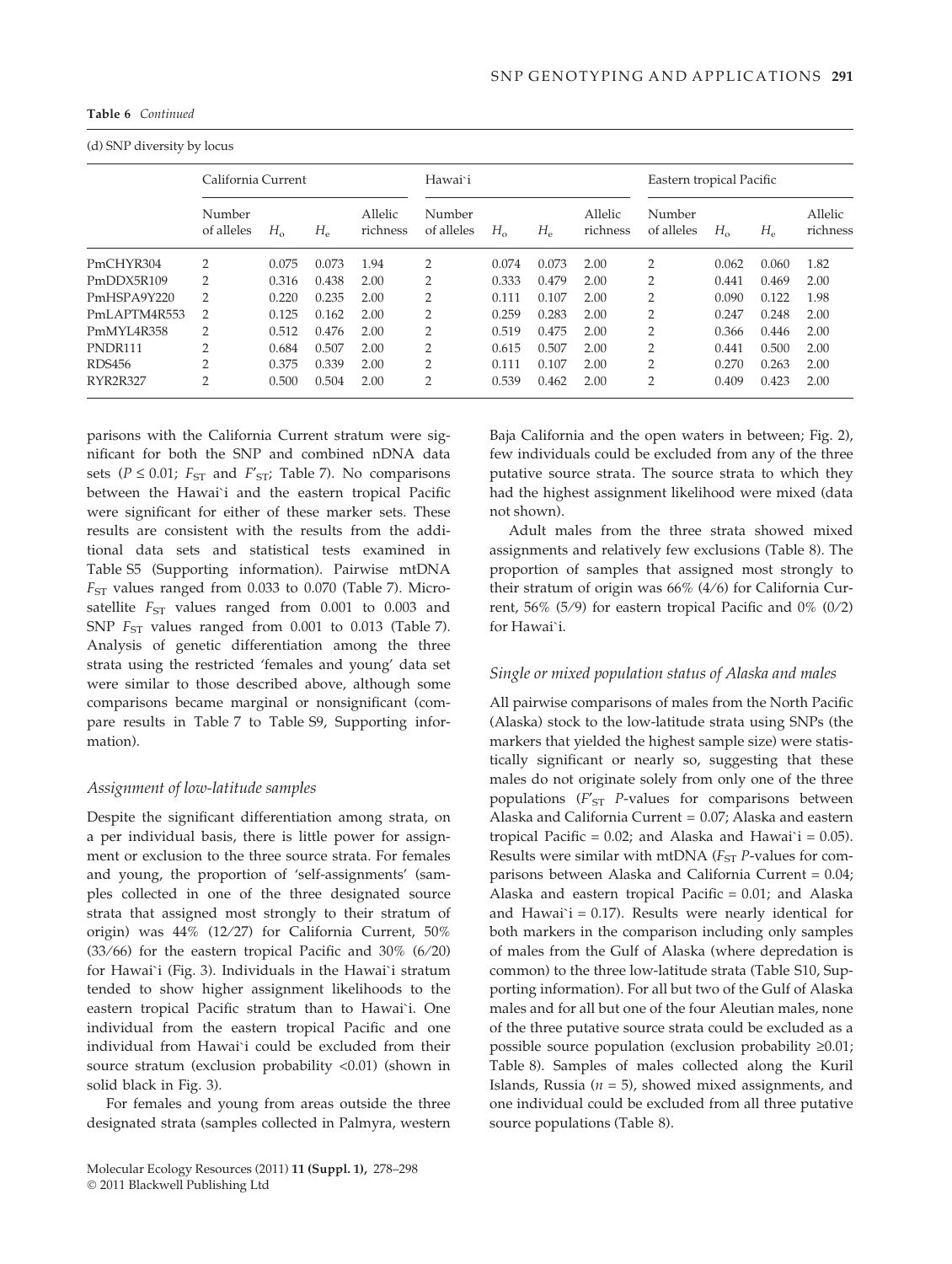**Table 6** *Continued*

(d) SNP diversity by locus

| | California Current | | | | Hawai`i | | | | Eastern tropical Pacific | | | |
|---|---|---|---|---|---|---|---|---|---|---|---|---|
| | Number of alleles | $H_o$ | $H_e$ | Allelic richness | Number of alleles | $H_o$ | $H_e$ | Allelic richness | Number of alleles | $H_o$ | $H_e$ | Allelic richness |
| PmCHYR304 | 2 | 0.075 | 0.073 | 1.94 | 2 | 0.074 | 0.073 | 2.00 | 2 | 0.062 | 0.060 | 1.82 |
| PmDDX5R109 | 2 | 0.316 | 0.438 | 2.00 | 2 | 0.333 | 0.479 | 2.00 | 2 | 0.441 | 0.469 | 2.00 |
| PmHSPA9Y220 | 2 | 0.220 | 0.235 | 2.00 | 2 | 0.111 | 0.107 | 2.00 | 2 | 0.090 | 0.122 | 1.98 |
| PmLAPTM4R553 | 2 | 0.125 | 0.162 | 2.00 | 2 | 0.259 | 0.283 | 2.00 | 2 | 0.247 | 0.248 | 2.00 |
| PmMYL4R358 | 2 | 0.512 | 0.476 | 2.00 | 2 | 0.519 | 0.475 | 2.00 | 2 | 0.366 | 0.446 | 2.00 |
| PNDR111 | 2 | 0.684 | 0.507 | 2.00 | 2 | 0.615 | 0.507 | 2.00 | 2 | 0.441 | 0.500 | 2.00 |
| RDS456 | 2 | 0.375 | 0.339 | 2.00 | 2 | 0.111 | 0.107 | 2.00 | 2 | 0.270 | 0.263 | 2.00 |
| RYR2R327 | 2 | 0.500 | 0.504 | 2.00 | 2 | 0.539 | 0.462 | 2.00 | 2 | 0.409 | 0.423 | 2.00 |

parisons with the California Current stratum were significant for both the SNP and combined nDNA data sets ($P \leq 0.01$; $F_{ST}$ and $F'_{ST}$; Table 7). No comparisons between the Hawai`i and the eastern tropical Pacific were significant for either of these marker sets. These results are consistent with the results from the additional data sets and statistical tests examined in Table S5 (Supporting information). Pairwise mtDNA $F_{ST}$ values ranged from 0.033 to 0.070 (Table 7). Microsatellite $F_{ST}$ values ranged from 0.001 to 0.003 and SNP $F_{ST}$ values ranged from 0.001 to 0.013 (Table 7). Analysis of genetic differentiation among the three strata using the restricted 'females and young' data set were similar to those described above, although some comparisons became marginal or nonsignificant (compare results in Table 7 to Table S9, Supporting information).

### *Assignment of low-latitude samples*

Despite the significant differentiation among strata, on a per individual basis, there is little power for assignment or exclusion to the three source strata. For females and young, the proportion of 'self-assignments' (samples collected in one of the three designated source strata that assigned most strongly to their stratum of origin) was 44% (12/27) for California Current, 50% (33/66) for the eastern tropical Pacific and 30% (6/20) for Hawai`i (Fig. 3). Individuals in the Hawai`i stratum tended to show higher assignment likelihoods to the eastern tropical Pacific stratum than to Hawai`i. One individual from the eastern tropical Pacific and one individual from Hawai`i could be excluded from their source stratum (exclusion probability <0.01) (shown in solid black in Fig. 3).

For females and young from areas outside the three designated strata (samples collected in Palmyra, western Baja California and the open waters in between; Fig. 2), few individuals could be excluded from any of the three putative source strata. The source strata to which they had the highest assignment likelihood were mixed (data not shown).

Adult males from the three strata showed mixed assignments and relatively few exclusions (Table 8). The proportion of samples that assigned most strongly to their stratum of origin was 66% (4/6) for California Current, 56% (5/9) for eastern tropical Pacific and 0% (0/2) for Hawai`i.

### *Single or mixed population status of Alaska and males*

All pairwise comparisons of males from the North Pacific (Alaska) stock to the low-latitude strata using SNPs (the markers that yielded the highest sample size) were statistically significant or nearly so, suggesting that these males do not originate solely from only one of the three populations ($F'_{ST}$ $P$-values for comparisons between Alaska and California Current = 0.07; Alaska and eastern tropical Pacific = 0.02; and Alaska and Hawai`i = 0.05). Results were similar with mtDNA ($F_{ST}$ $P$-values for comparisons between Alaska and California Current = 0.04; Alaska and eastern tropical Pacific = 0.01; and Alaska and Hawai`i = 0.17). Results were nearly identical for both markers in the comparison including only samples of males from the Gulf of Alaska (where depredation is common) to the three low-latitude strata (Table S10, Supporting information). For all but two of the Gulf of Alaska males and for all but one of the four Aleutian males, none of the three putative source strata could be excluded as a possible source population (exclusion probability ≥0.01; Table 8). Samples of males collected along the Kuril Islands, Russia ($n$ = 5), showed mixed assignments, and one individual could be excluded from all three putative source populations (Table 8).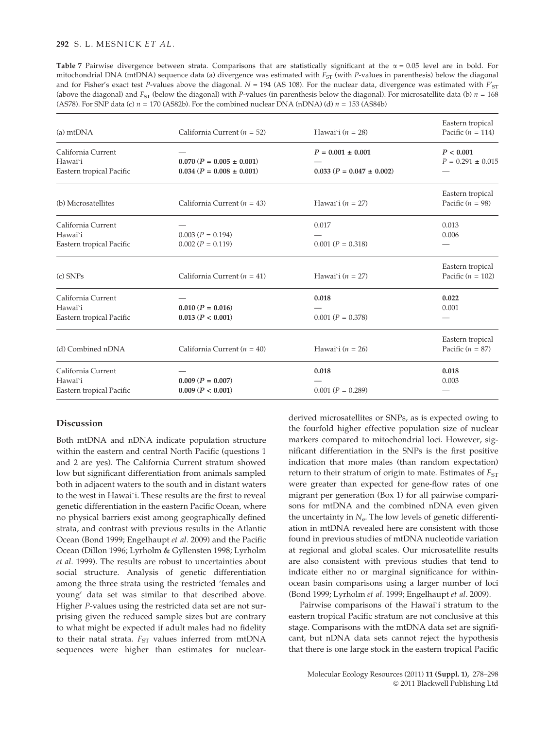**Table 7** Pairwise divergence between strata. Comparisons that are statistically significant at the $\alpha = 0.05$ level are in bold. For mitochondrial DNA (mtDNA) sequence data (a) divergence was estimated with $F_{ST}$ (with $P$-values in parenthesis) below the diagonal and for Fisher's exact test $P$-values above the diagonal. $N = 194$ (AS 108). For the nuclear data, divergence was estimated with $F'_{ST}$ (above the diagonal) and $F_{ST}$ (below the diagonal) with $P$-values (in parenthesis below the diagonal). For microsatellite data (b) $n = 168$ (AS78). For SNP data (c) $n = 170$ (AS82b). For the combined nuclear DNA (nDNA) (d) $n = 153$ (AS84b)

| (a) mtDNA | California Current ($n$ = 52) | Hawai`i ($n$ = 28) | Eastern tropical Pacific ($n$ = 114) |
|---|---|---|---|
| California Current | — | **$P$ = 0.001 ± 0.001** | **$P$ < 0.001** |
| Hawai`i | **0.070 ($P$ = 0.005 ± 0.001)** | — | $P$ = 0.291 ± 0.015 |
| Eastern tropical Pacific | **0.034 ($P$ = 0.008 ± 0.001)** | **0.033 ($P$ = 0.047 ± 0.002)** | — |

| (b) Microsatellites | California Current ($n$ = 43) | Hawai`i ($n$ = 27) | Eastern tropical Pacific ($n$ = 98) |
|---|---|---|---|
| California Current | — | 0.017 | 0.013 |
| Hawai`i | 0.003 ($P$ = 0.194) | — | 0.006 |
| Eastern tropical Pacific | 0.002 ($P$ = 0.119) | 0.001 ($P$ = 0.318) | — |

| (c) SNPs | California Current ($n$ = 41) | Hawai`i ($n$ = 27) | Eastern tropical Pacific ($n$ = 102) |
|---|---|---|---|
| California Current | — | **0.018** | **0.022** |
| Hawai`i | **0.010 ($P$ = 0.016)** | — | 0.001 |
| Eastern tropical Pacific | **0.013 ($P$ < 0.001)** | 0.001 ($P$ = 0.378) | — |

| (d) Combined nDNA | California Current ($n$ = 40) | Hawai`i ($n$ = 26) | Eastern tropical Pacific ($n$ = 87) |
|---|---|---|---|
| California Current | — | **0.018** | **0.018** |
| Hawai`i | **0.009 ($P$ = 0.007)** | — | 0.003 |
| Eastern tropical Pacific | **0.009 ($P$ < 0.001)** | 0.001 ($P$ = 0.289) | — |

## Discussion

Both mtDNA and nDNA indicate population structure within the eastern and central North Pacific (questions 1 and 2 are yes). The California Current stratum showed low but significant differentiation from animals sampled both in adjacent waters to the south and in distant waters to the west in Hawai`i. These results are the first to reveal genetic differentiation in the eastern Pacific Ocean, where no physical barriers exist among geographically defined strata, and contrast with previous results in the Atlantic Ocean (Bond 1999; Engelhaupt *et al.* 2009) and the Pacific Ocean (Dillon 1996; Lyrholm & Gyllensten 1998; Lyrholm *et al.* 1999). The results are robust to uncertainties about social structure. Analysis of genetic differentiation among the three strata using the restricted 'females and young' data set was similar to that described above. Higher $P$-values using the restricted data set are not surprising given the reduced sample sizes but are contrary to what might be expected if adult males had no fidelity to their natal strata. $F_{ST}$ values inferred from mtDNA sequences were higher than estimates for nuclear-derived microsatellites or SNPs, as is expected owing to the fourfold higher effective population size of nuclear markers compared to mitochondrial loci. However, significant differentiation in the SNPs is the first positive indication that more males (than random expectation) return to their stratum of origin to mate. Estimates of $F_{ST}$ were greater than expected for gene-flow rates of one migrant per generation (Box 1) for all pairwise comparisons for mtDNA and the combined nDNA even given the uncertainty in $N_e$. The low levels of genetic differentiation in mtDNA revealed here are consistent with those found in previous studies of mtDNA nucleotide variation at regional and global scales. Our microsatellite results are also consistent with previous studies that tend to indicate either no or marginal significance for within-ocean basin comparisons using a larger number of loci (Bond 1999; Lyrholm *et al.* 1999; Engelhaupt *et al.* 2009).

Pairwise comparisons of the Hawai`i stratum to the eastern tropical Pacific stratum are not conclusive at this stage. Comparisons with the mtDNA data set are significant, but nDNA data sets cannot reject the hypothesis that there is one large stock in the eastern tropical Pacific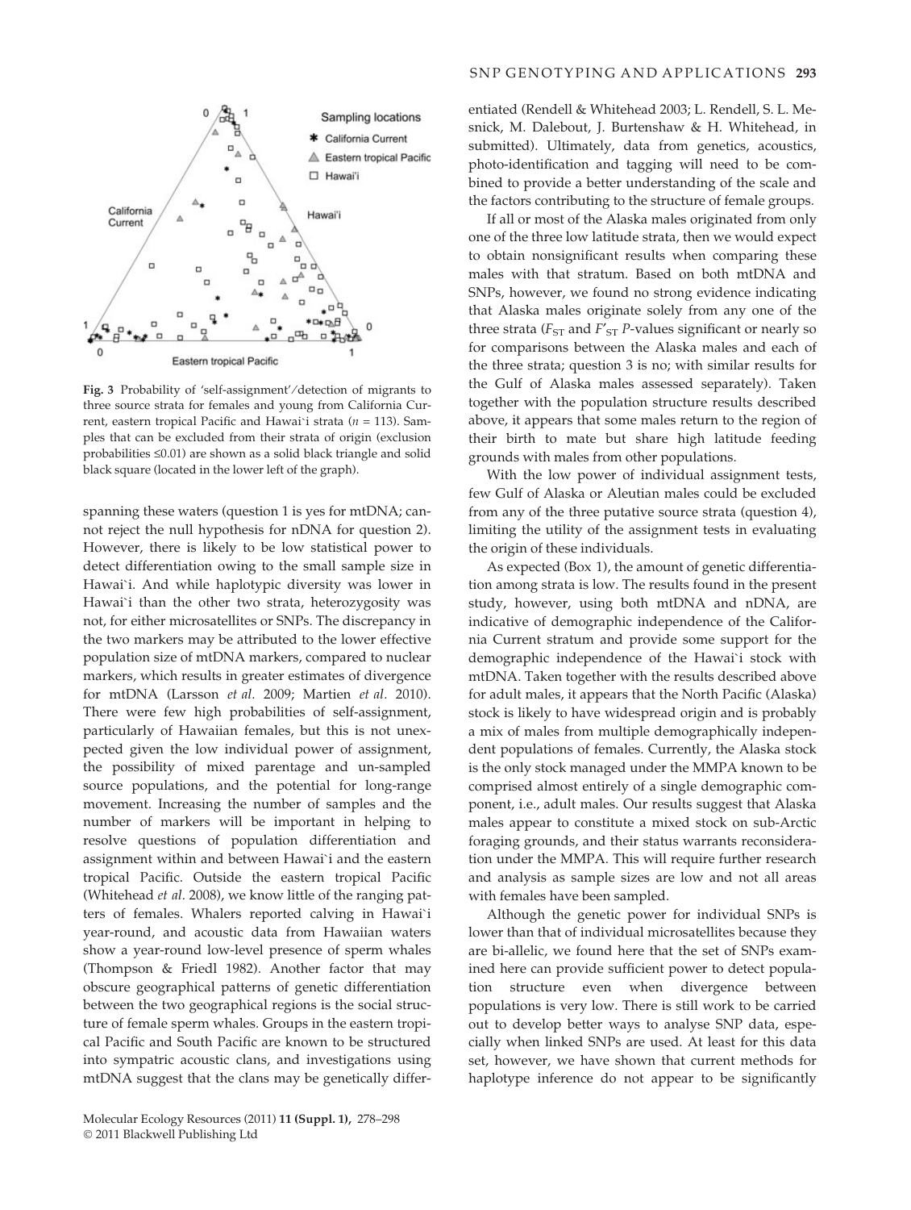Fig. 3 Probability of 'self-assignment'/detection of migrants to three source strata for females and young from California Current, eastern tropical Pacific and Hawai`i strata ($n$ = 113). Samples that can be excluded from their strata of origin (exclusion probabilities ≤0.01) are shown as a solid black triangle and solid black square (located in the lower left of the graph).

spanning these waters (question 1 is yes for mtDNA; cannot reject the null hypothesis for nDNA for question 2). However, there is likely to be low statistical power to detect differentiation owing to the small sample size in Hawai`i. And while haplotypic diversity was lower in Hawai`i than the other two strata, heterozygosity was not, for either microsatellites or SNPs. The discrepancy in the two markers may be attributed to the lower effective population size of mtDNA markers, compared to nuclear markers, which results in greater estimates of divergence for mtDNA (Larsson *et al.* 2009; Martien *et al.* 2010). There were few high probabilities of self-assignment, particularly of Hawaiian females, but this is not unexpected given the low individual power of assignment, the possibility of mixed parentage and un-sampled source populations, and the potential for long-range movement. Increasing the number of samples and the number of markers will be important in helping to resolve questions of population differentiation and assignment within and between Hawai`i and the eastern tropical Pacific. Outside the eastern tropical Pacific (Whitehead *et al.* 2008), we know little of the ranging patters of females. Whalers reported calving in Hawai`i year-round, and acoustic data from Hawaiian waters show a year-round low-level presence of sperm whales (Thompson & Friedl 1982). Another factor that may obscure geographical patterns of genetic differentiation between the two geographical regions is the social structure of female sperm whales. Groups in the eastern tropical Pacific and South Pacific are known to be structured into sympatric acoustic clans, and investigations using mtDNA suggest that the clans may be genetically differentiated (Rendell & Whitehead 2003; L. Rendell, S. L. Mesnick, M. Dalebout, J. Burtenshaw & H. Whitehead, in submitted). Ultimately, data from genetics, acoustics, photo-identification and tagging will need to be combined to provide a better understanding of the scale and the factors contributing to the structure of female groups.

If all or most of the Alaska males originated from only one of the three low latitude strata, then we would expect to obtain nonsignificant results when comparing these males with that stratum. Based on both mtDNA and SNPs, however, we found no strong evidence indicating that Alaska males originate solely from any one of the three strata ($F_{ST}$ and $F'_{ST}$ $P$-values significant or nearly so for comparisons between the Alaska males and each of the three strata; question 3 is no; with similar results for the Gulf of Alaska males assessed separately). Taken together with the population structure results described above, it appears that some males return to the region of their birth to mate but share high latitude feeding grounds with males from other populations.

With the low power of individual assignment tests, few Gulf of Alaska or Aleutian males could be excluded from any of the three putative source strata (question 4), limiting the utility of the assignment tests in evaluating the origin of these individuals.

As expected (Box 1), the amount of genetic differentiation among strata is low. The results found in the present study, however, using both mtDNA and nDNA, are indicative of demographic independence of the California Current stratum and provide some support for the demographic independence of the Hawai`i stock with mtDNA. Taken together with the results described above for adult males, it appears that the North Pacific (Alaska) stock is likely to have widespread origin and is probably a mix of males from multiple demographically independent populations of females. Currently, the Alaska stock is the only stock managed under the MMPA known to be comprised almost entirely of a single demographic component, i.e., adult males. Our results suggest that Alaska males appear to constitute a mixed stock on sub-Arctic foraging grounds, and their status warrants reconsideration under the MMPA. This will require further research and analysis as sample sizes are low and not all areas with females have been sampled.

Although the genetic power for individual SNPs is lower than that of individual microsatellites because they are bi-allelic, we found here that the set of SNPs examined here can provide sufficient power to detect population structure even when divergence between populations is very low. There is still work to be carried out to develop better ways to analyse SNP data, especially when linked SNPs are used. At least for this data set, however, we have shown that current methods for haplotype inference do not appear to be significantly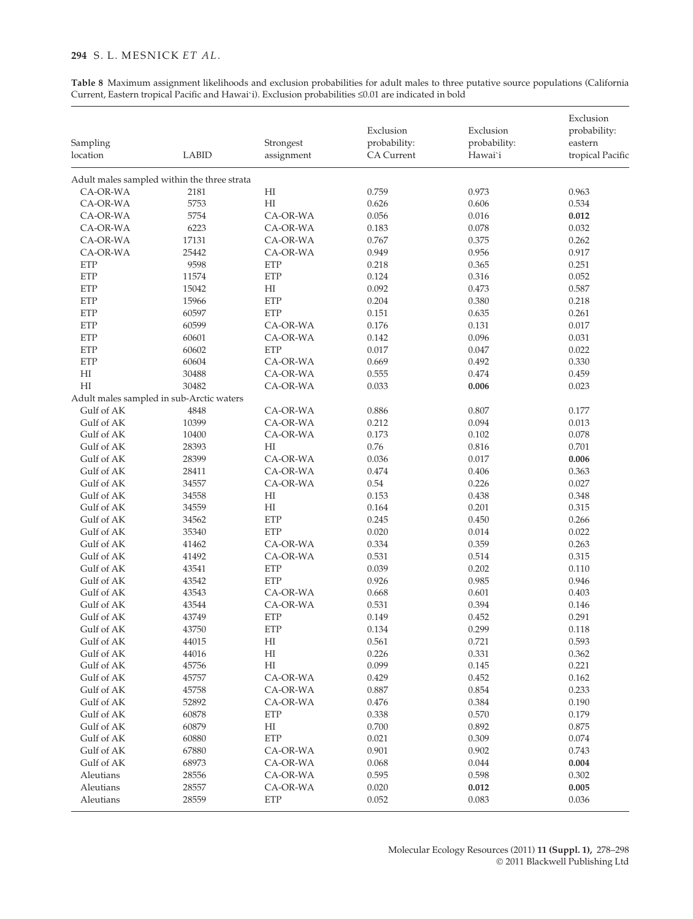**Table 8** Maximum assignment likelihoods and exclusion probabilities for adult males to three putative source populations (California Current, Eastern tropical Pacific and Hawai`i). Exclusion probabilities ≤0.01 are indicated in bold

| Sampling location | LABID | Strongest assignment | Exclusion probability: CA Current | Exclusion probability: Hawai`i | Exclusion probability: eastern tropical Pacific |
|---|---|---|---|---|---|
| Adult males sampled within the three strata | | | | | |
| CA-OR-WA | 2181 | HI | 0.759 | 0.973 | 0.963 |
| CA-OR-WA | 5753 | HI | 0.626 | 0.606 | 0.534 |
| CA-OR-WA | 5754 | CA-OR-WA | 0.056 | 0.016 | **0.012** |
| CA-OR-WA | 6223 | CA-OR-WA | 0.183 | 0.078 | 0.032 |
| CA-OR-WA | 17131 | CA-OR-WA | 0.767 | 0.375 | 0.262 |
| CA-OR-WA | 25442 | CA-OR-WA | 0.949 | 0.956 | 0.917 |
| ETP | 9598 | ETP | 0.218 | 0.365 | 0.251 |
| ETP | 11574 | ETP | 0.124 | 0.316 | 0.052 |
| ETP | 15042 | HI | 0.092 | 0.473 | 0.587 |
| ETP | 15966 | ETP | 0.204 | 0.380 | 0.218 |
| ETP | 60597 | ETP | 0.151 | 0.635 | 0.261 |
| ETP | 60599 | CA-OR-WA | 0.176 | 0.131 | 0.017 |
| ETP | 60601 | CA-OR-WA | 0.142 | 0.096 | 0.031 |
| ETP | 60602 | ETP | 0.017 | 0.047 | 0.022 |
| ETP | 60604 | CA-OR-WA | 0.669 | 0.492 | 0.330 |
| HI | 30488 | CA-OR-WA | 0.555 | 0.474 | 0.459 |
| HI | 30482 | CA-OR-WA | 0.033 | **0.006** | 0.023 |
| Adult males sampled in sub-Arctic waters | | | | | |
| Gulf of AK | 4848 | CA-OR-WA | 0.886 | 0.807 | 0.177 |
| Gulf of AK | 10399 | CA-OR-WA | 0.212 | 0.094 | 0.013 |
| Gulf of AK | 10400 | CA-OR-WA | 0.173 | 0.102 | 0.078 |
| Gulf of AK | 28393 | HI | 0.76 | 0.816 | 0.701 |
| Gulf of AK | 28399 | CA-OR-WA | 0.036 | 0.017 | **0.006** |
| Gulf of AK | 28411 | CA-OR-WA | 0.474 | 0.406 | 0.363 |
| Gulf of AK | 34557 | CA-OR-WA | 0.54 | 0.226 | 0.027 |
| Gulf of AK | 34558 | HI | 0.153 | 0.438 | 0.348 |
| Gulf of AK | 34559 | HI | 0.164 | 0.201 | 0.315 |
| Gulf of AK | 34562 | ETP | 0.245 | 0.450 | 0.266 |
| Gulf of AK | 35340 | ETP | 0.020 | 0.014 | 0.022 |
| Gulf of AK | 41462 | CA-OR-WA | 0.334 | 0.359 | 0.263 |
| Gulf of AK | 41492 | CA-OR-WA | 0.531 | 0.514 | 0.315 |
| Gulf of AK | 43541 | ETP | 0.039 | 0.202 | 0.110 |
| Gulf of AK | 43542 | ETP | 0.926 | 0.985 | 0.946 |
| Gulf of AK | 43543 | CA-OR-WA | 0.668 | 0.601 | 0.403 |
| Gulf of AK | 43544 | CA-OR-WA | 0.531 | 0.394 | 0.146 |
| Gulf of AK | 43749 | ETP | 0.149 | 0.452 | 0.291 |
| Gulf of AK | 43750 | ETP | 0.134 | 0.299 | 0.118 |
| Gulf of AK | 44015 | HI | 0.561 | 0.721 | 0.593 |
| Gulf of AK | 44016 | HI | 0.226 | 0.331 | 0.362 |
| Gulf of AK | 45756 | HI | 0.099 | 0.145 | 0.221 |
| Gulf of AK | 45757 | CA-OR-WA | 0.429 | 0.452 | 0.162 |
| Gulf of AK | 45758 | CA-OR-WA | 0.887 | 0.854 | 0.233 |
| Gulf of AK | 52892 | CA-OR-WA | 0.476 | 0.384 | 0.190 |
| Gulf of AK | 60878 | ETP | 0.338 | 0.570 | 0.179 |
| Gulf of AK | 60879 | HI | 0.700 | 0.892 | 0.875 |
| Gulf of AK | 60880 | ETP | 0.021 | 0.309 | 0.074 |
| Gulf of AK | 67880 | CA-OR-WA | 0.901 | 0.902 | 0.743 |
| Gulf of AK | 68973 | CA-OR-WA | 0.068 | 0.044 | **0.004** |
| Aleutians | 28556 | CA-OR-WA | 0.595 | 0.598 | 0.302 |
| Aleutians | 28557 | CA-OR-WA | 0.020 | **0.012** | **0.005** |
| Aleutians | 28559 | ETP | 0.052 | 0.083 | 0.036 |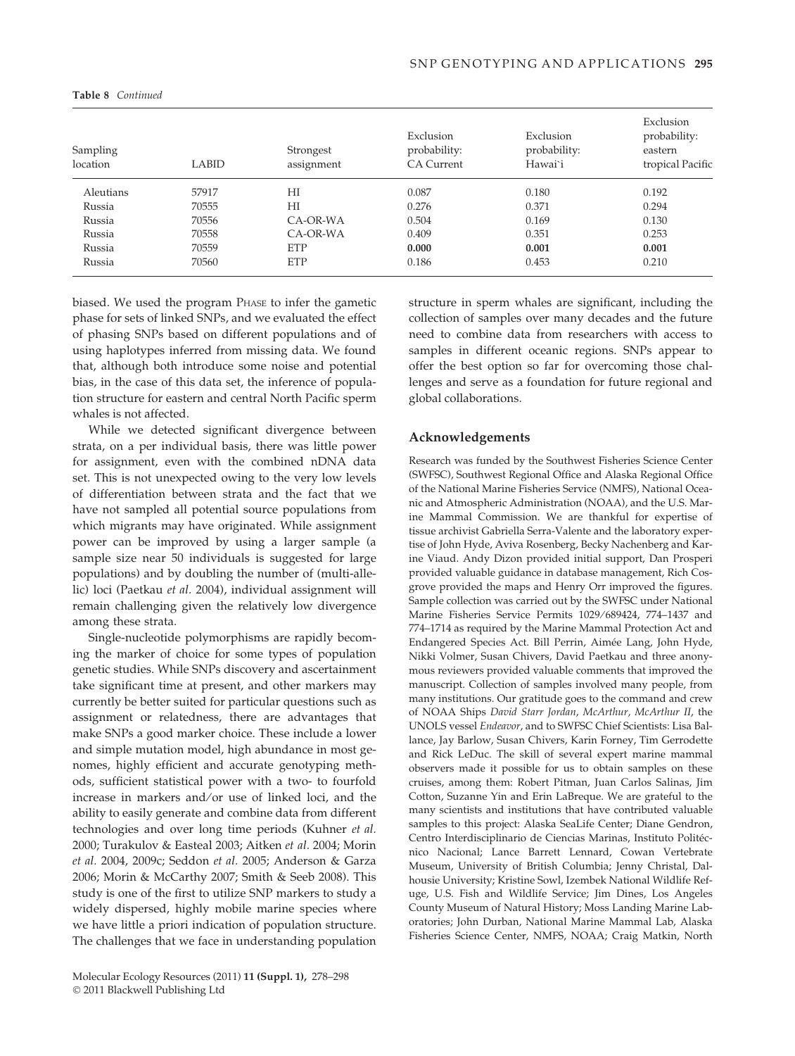**Table 8** *Continued*

| Sampling location | LABID | Strongest assignment | Exclusion probability: CA Current | Exclusion probability: Hawai`i | Exclusion probability: eastern tropical Pacific |
|---|---|---|---|---|---|
| Aleutians | 57917 | HI | 0.087 | 0.180 | 0.192 |
| Russia | 70555 | HI | 0.276 | 0.371 | 0.294 |
| Russia | 70556 | CA-OR-WA | 0.504 | 0.169 | 0.130 |
| Russia | 70558 | CA-OR-WA | 0.409 | 0.351 | 0.253 |
| Russia | 70559 | ETP | **0.000** | **0.001** | **0.001** |
| Russia | 70560 | ETP | 0.186 | 0.453 | 0.210 |

biased. We used the program PHASE to infer the gametic phase for sets of linked SNPs, and we evaluated the effect of phasing SNPs based on different populations and of using haplotypes inferred from missing data. We found that, although both introduce some noise and potential bias, in the case of this data set, the inference of population structure for eastern and central North Pacific sperm whales is not affected.

While we detected significant divergence between strata, on a per individual basis, there was little power for assignment, even with the combined nDNA data set. This is not unexpected owing to the very low levels of differentiation between strata and the fact that we have not sampled all potential source populations from which migrants may have originated. While assignment power can be improved by using a larger sample (a sample size near 50 individuals is suggested for large populations) and by doubling the number of (multi-allelic) loci (Paetkau *et al.* 2004), individual assignment will remain challenging given the relatively low divergence among these strata.

Single-nucleotide polymorphisms are rapidly becoming the marker of choice for some types of population genetic studies. While SNPs discovery and ascertainment take significant time at present, and other markers may currently be better suited for particular questions such as assignment or relatedness, there are advantages that make SNPs a good marker choice. These include a lower and simple mutation model, high abundance in most genomes, highly efficient and accurate genotyping methods, sufficient statistical power with a two- to fourfold increase in markers and/or use of linked loci, and the ability to easily generate and combine data from different technologies and over long time periods (Kuhner *et al.* 2000; Turakulov & Easteal 2003; Aitken *et al.* 2004; Morin *et al.* 2004, 2009c; Seddon *et al.* 2005; Anderson & Garza 2006; Morin & McCarthy 2007; Smith & Seeb 2008). This study is one of the first to utilize SNP markers to study a widely dispersed, highly mobile marine species where we have little a priori indication of population structure. The challenges that we face in understanding population structure in sperm whales are significant, including the collection of samples over many decades and the future need to combine data from researchers with access to samples in different oceanic regions. SNPs appear to offer the best option so far for overcoming those challenges and serve as a foundation for future regional and global collaborations.

## Acknowledgements

Research was funded by the Southwest Fisheries Science Center (SWFSC), Southwest Regional Office and Alaska Regional Office of the National Marine Fisheries Service (NMFS), National Oceanic and Atmospheric Administration (NOAA), and the U.S. Marine Mammal Commission. We are thankful for expertise of tissue archivist Gabriella Serra-Valente and the laboratory expertise of John Hyde, Aviva Rosenberg, Becky Nachenberg and Karine Viaud. Andy Dizon provided initial support, Dan Prosperi provided valuable guidance in database management, Rich Cosgrove provided the maps and Henry Orr improved the figures. Sample collection was carried out by the SWFSC under National Marine Fisheries Service Permits 1029/689424, 774–1437 and 774–1714 as required by the Marine Mammal Protection Act and Endangered Species Act. Bill Perrin, Aimée Lang, John Hyde, Nikki Volmer, Susan Chivers, David Paetkau and three anonymous reviewers provided valuable comments that improved the manuscript. Collection of samples involved many people, from many institutions. Our gratitude goes to the command and crew of NOAA Ships *David Starr Jordan*, *McArthur*, *McArthur II*, the UNOLS vessel *Endeavor*, and to SWFSC Chief Scientists: Lisa Ballance, Jay Barlow, Susan Chivers, Karin Forney, Tim Gerrodette and Rick LeDuc. The skill of several expert marine mammal observers made it possible for us to obtain samples on these cruises, among them: Robert Pitman, Juan Carlos Salinas, Jim Cotton, Suzanne Yin and Erin LaBreque. We are grateful to the many scientists and institutions that have contributed valuable samples to this project: Alaska SeaLife Center; Diane Gendron, Centro Interdisciplinario de Ciencias Marinas, Instituto Politécnico Nacional; Lance Barrett Lennard, Cowan Vertebrate Museum, University of British Columbia; Jenny Christal, Dalhousie University; Kristine Sowl, Izembek National Wildlife Refuge, U.S. Fish and Wildlife Service; Jim Dines, Los Angeles County Museum of Natural History; Moss Landing Marine Laboratories; John Durban, National Marine Mammal Lab, Alaska Fisheries Science Center, NMFS, NOAA; Craig Matkin, North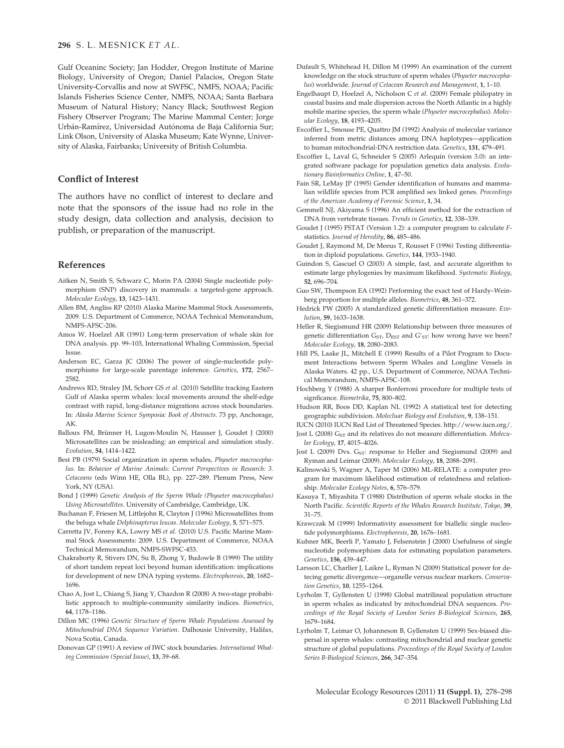Gulf Oceaninc Society; Jan Hodder, Oregon Institute of Marine Biology, University of Oregon; Daniel Palacios, Oregon State University-Corvallis and now at SWFSC, NMFS, NOAA; Pacific Islands Fisheries Science Center, NMFS, NOAA; Santa Barbara Museum of Natural History; Nancy Black; Southwest Region Fishery Observer Program; The Marine Mammal Center; Jorge Urbán-Ramírez, Universidad Autónoma de Baja California Sur; Link Olson, University of Alaska Museum; Kate Wynne, University of Alaska, Fairbanks; University of British Columbia.

## Conflict of Interest

The authors have no conflict of interest to declare and note that the sponsors of the issue had no role in the study design, data collection and analysis, decision to publish, or preparation of the manuscript.

## References

Aitken N, Smith S, Schwarz C, Morin PA (2004) Single nucleotide polymorphism (SNP) discovery in mammals: a targeted-gene approach. *Molecular Ecology*, **13**, 1423–1431.

Allen BM, Angliss RP (2010) Alaska Marine Mammal Stock Assessments, 2009. U.S. Department of Commerce, NOAA Technical Memorandum, NMFS-AFSC-206.

Amos W, Hoelzel AR (1991) Long-term preservation of whale skin for DNA analysis. pp. 99–103, International Whaling Commission, Special Issue.

Anderson EC, Garza JC (2006) The power of single-nucleotide polymorphisms for large-scale parentage inference. *Genetics*, **172**, 2567–2582.

Andrews RD, Straley JM, Schorr GS *et al.* (2010) Satellite tracking Eastern Gulf of Alaska sperm whales: local movements around the shelf-edge contrast with rapid, long-distance migrations across stock boundaries. In: *Alaska Marine Science Symposia: Book of Abstracts*. 73 pp, Anchorage, AK.

Balloux FM, Brünner H, Lugon-Moulin N, Hausser J, Goudet J (2000) Microsatellites can be misleading: an empirical and simulation study. *Evolution*, **54**, 1414–1422.

Best PB (1979) Social organization in sperm whales, *Physeter macrocephalus*. In: *Behavior of Marine Animals: Current Perspectives in Research: 3. Cetaceans* (eds Winn HE, Olla BL), pp. 227–289. Plenum Press, New York, NY (USA).

Bond J (1999) *Genetic Analysis of the Sperm Whale (Physeter macrocephalus) Using Microsatellites*. University of Cambridge, Cambridge, UK.

Buchanan F, Friesen M, Littlejohn R, Clayton J (1996) Microsatellites from the beluga whale *Delphinapterus leucas*. *Molecular Ecology*, **5**, 571–575.

Carretta JV, Foreny KA, Lowry MS *et al.* (2010) U.S. Pacific Marine Mammal Stock Assessments: 2009. U.S. Department of Commerce, NOAA Technical Memorandum, NMFS-SWFSC-453.

Chakraborty R, Stivers DN, Su B, Zhong Y, Budowle B (1999) The utility of short tandem repeat loci beyond human identification: implications for development of new DNA typing systems. *Electrophoresis*, **20**, 1682–1696.

Chao A, Jost L, Chiang S, Jiang Y, Chazdon R (2008) A two-stage probabilistic approach to multiple-community similarity indices. *Biometrics*, **64**, 1178–1186.

Dillon MC (1996) *Genetic Structure of Sperm Whale Populations Assessed by Mitochondrial DNA Sequence Variation*. Dalhousie University, Halifax, Nova Scotia, Canada.

Donovan GP (1991) A review of IWC stock boundaries. *International Whaling Commission (Special Issue)*, **13**, 39–68.

Dufault S, Whitehead H, Dillon M (1999) An examination of the current knowledge on the stock structure of sperm whales (*Physeter macrocephalus*) worldwide. *Journal of Cetacean Research and Management*, **1**, 1–10.

Engelhaupt D, Hoelzel A, Nicholson C *et al.* (2009) Female philopatry in coastal basins and male dispersion across the North Atlantic in a highly mobile marine species, the sperm whale (*Physeter macrocephalus*). *Molecular Ecology*, **18**, 4193–4205.

Excoffier L, Smouse PE, Quattro JM (1992) Analysis of molecular variance inferred from metric distances among DNA haplotypes—application to human mitochondrial-DNA restriction data. *Genetics*, **131**, 479–491.

Excoffier L, Laval G, Schneider S (2005) Arlequin (version 3.0): an integrated software package for population genetics data analysis. *Evolutionary Bioinformatics Online*, **1**, 47–50.

Fain SR, LeMay JP (1995) Gender identification of humans and mammalian wildlife species from PCR amplified sex linked genes. *Proceedings of the American Academy of Forensic Science*, **1**, 34.

Gemmell NJ, Akiyama S (1996) An efficient method for the extraction of DNA from vertebrate tissues. *Trends in Genetics*, **12**, 338–339.

Goudet J (1995) FSTAT (Version 1.2): a computer program to calculate *F*-statistics. *Journal of Heredity*, **86**, 485–486.

Goudet J, Raymond M, De Meeus T, Rousset F (1996) Testing differentiation in diploid populations. *Genetics*, **144**, 1933–1940.

Guindon S, Gascuel O (2003) A simple, fast, and accurate algorithm to estimate large phylogenies by maximum likelihood. *Systematic Biology*, **52**, 696–704.

Guo SW, Thompson EA (1992) Performing the exact test of Hardy–Weinberg proportion for multiple alleles. *Biometrics*, **48**, 361–372.

Hedrick PW (2005) A standardized genetic differentiation measure. *Evolution*, **59**, 1633–1638.

Heller R, Siegismund HR (2009) Relationship between three measures of genetic differentiation $G_{ST}$, $D_{EST}$ and $G'_{ST}$: how wrong have we been? *Molecular Ecology*, **18**, 2080–2083.

Hill PS, Laake JL, Mitchell E (1999) Results of a Pilot Program to Document Interactions between Sperm Whales and Longline Vessels in Alaska Waters. 42 pp., U.S. Department of Commerce, NOAA Technical Memorandum, NMFS-AFSC-108.

Hochberg Y (1988) A sharper Bonferroni procedure for multiple tests of signficance. *Biometrika*, **75**, 800–802.

Hudson RR, Boos DD, Kaplan NL (1992) A statistical test for detecting geographic subdivision. *Molecluar Biology and Evolution*, **9**, 138–151.

IUCN (2010) IUCN Red List of Threatened Species. http://www.iucn.org/.

Jost L (2008) $G_{ST}$ and its relatives do not measure differentiation. *Molecular Ecology*, **17**, 4015–4026.

Jost L (2009) Dvs. $G_{ST}$: response to Heller and Siegismund (2009) and Ryman and Leimar (2009). *Molecular Ecology*, **18**, 2088–2091.

Kalinowski S, Wagner A, Taper M (2006) ML-RELATE: a computer program for maximum likelihood estimation of relatedness and relationship. *Molecular Ecology Notes*, **6**, 576–579.

Kasuya T, Miyashita T (1988) Distribution of sperm whale stocks in the North Pacific. *Scientific Reports of the Whales Research Institute, Tokyo*, **39**, 31–75.

Krawczak M (1999) Informativity assessment for biallelic single nucleotide polymorphisms. *Electrophoresis*, **20**, 1676–1681.

Kuhner MK, Beerli P, Yamato J, Felsenstein J (2000) Usefulness of single nucleotide polymorphism data for estimating population parameters. *Genetics*, **156**, 439–447.

Larsson LC, Charlier J, Laikre L, Ryman N (2009) Statistical power for detecing genetic divergence—organelle versus nuclear markers. *Conservation Genetics*, **10**, 1255–1264.

Lyrholm T, Gyllensten U (1998) Global matrilineal population structure in sperm whales as indicated by mitochondrial DNA sequences. *Proceedings of the Royal Society of London Series B-Biological Sciences*, **265**, 1679–1684.

Lyrholm T, Leimar O, Johanneson B, Gyllensten U (1999) Sex-biased dispersal in sperm whales: contrasting mitochondrial and nuclear genetic structure of global populations. *Proceedings of the Royal Society of London Series B-Biological Sciences*, **266**, 347–354.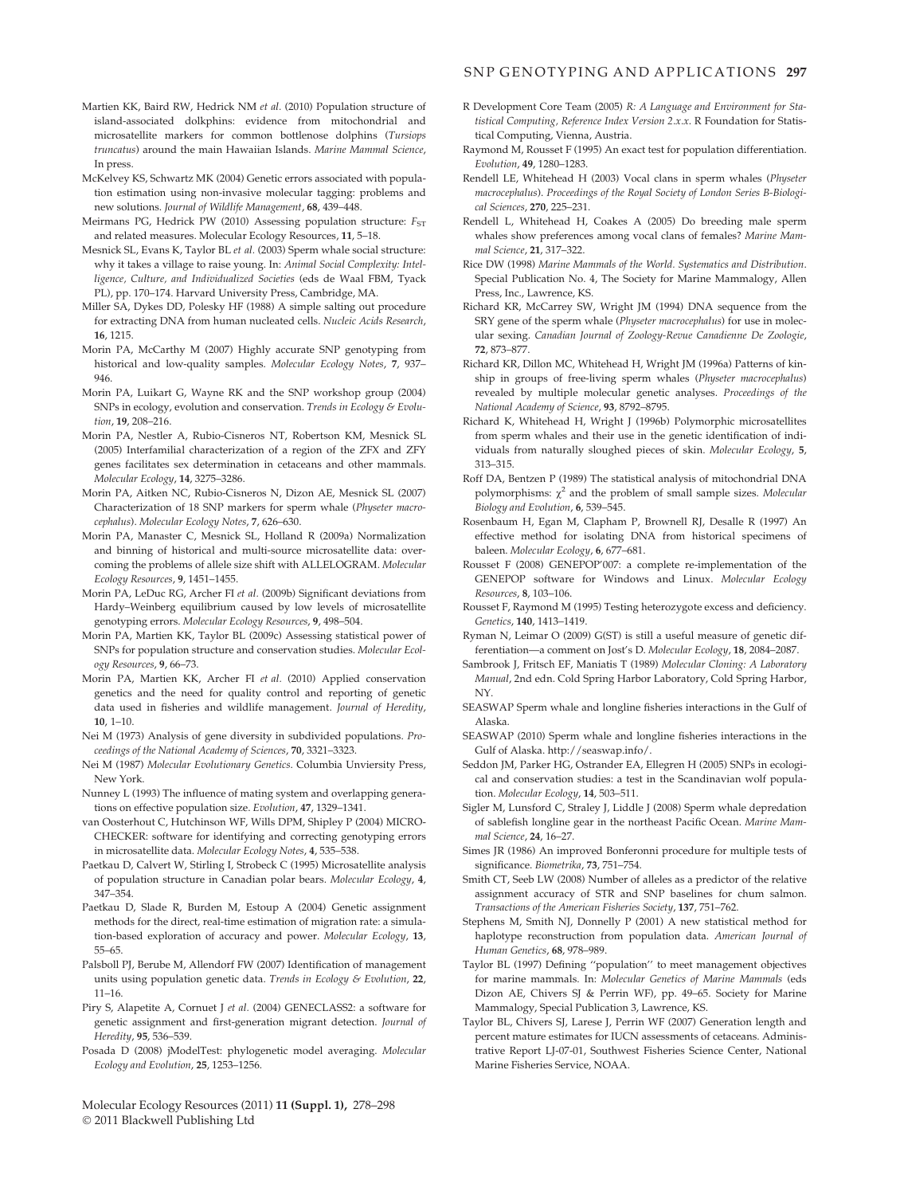Martien KK, Baird RW, Hedrick NM *et al.* (2010) Population structure of island-associated dolkphins: evidence from mitochondrial and microsatellite markers for common bottlenose dolphins (*Tursiops truncatus*) around the main Hawaiian Islands. *Marine Mammal Science*, In press.

McKelvey KS, Schwartz MK (2004) Genetic errors associated with population estimation using non-invasive molecular tagging: problems and new solutions. *Journal of Wildlife Management*, **68**, 439–448.

Meirmans PG, Hedrick PW (2010) Assessing population structure: $F_{ST}$ and related measures. Molecular Ecology Resources, **11**, 5–18.

Mesnick SL, Evans K, Taylor BL *et al.* (2003) Sperm whale social structure: why it takes a village to raise young. In: *Animal Social Complexity: Intelligence, Culture, and Individualized Societies* (eds de Waal FBM, Tyack PL), pp. 170–174. Harvard University Press, Cambridge, MA.

Miller SA, Dykes DD, Polesky HF (1988) A simple salting out procedure for extracting DNA from human nucleated cells. *Nucleic Acids Research*, **16**, 1215.

Morin PA, McCarthy M (2007) Highly accurate SNP genotyping from historical and low-quality samples. *Molecular Ecology Notes*, **7**, 937–946.

Morin PA, Luikart G, Wayne RK and the SNP workshop group (2004) SNPs in ecology, evolution and conservation. *Trends in Ecology & Evolution*, **19**, 208–216.

Morin PA, Nestler A, Rubio-Cisneros NT, Robertson KM, Mesnick SL (2005) Interfamilial characterization of a region of the ZFX and ZFY genes facilitates sex determination in cetaceans and other mammals. *Molecular Ecology*, **14**, 3275–3286.

Morin PA, Aitken NC, Rubio-Cisneros N, Dizon AE, Mesnick SL (2007) Characterization of 18 SNP markers for sperm whale (*Physeter macrocephalus*). *Molecular Ecology Notes*, **7**, 626–630.

Morin PA, Manaster C, Mesnick SL, Holland R (2009a) Normalization and binning of historical and multi-source microsatellite data: overcoming the problems of allele size shift with ALLELOGRAM. *Molecular Ecology Resources*, **9**, 1451–1455.

Morin PA, LeDuc RG, Archer FI *et al.* (2009b) Significant deviations from Hardy–Weinberg equilibrium caused by low levels of microsatellite genotyping errors. *Molecular Ecology Resources*, **9**, 498–504.

Morin PA, Martien KK, Taylor BL (2009c) Assessing statistical power of SNPs for population structure and conservation studies. *Molecular Ecology Resources*, **9**, 66–73.

Morin PA, Martien KK, Archer FI *et al.* (2010) Applied conservation genetics and the need for quality control and reporting of genetic data used in fisheries and wildlife management. *Journal of Heredity*, **10**, 1–10.

Nei M (1973) Analysis of gene diversity in subdivided populations. *Proceedings of the National Academy of Sciences*, **70**, 3321–3323.

Nei M (1987) *Molecular Evolutionary Genetics*. Columbia Unviersity Press, New York.

Nunney L (1993) The influence of mating system and overlapping generations on effective population size. *Evolution*, **47**, 1329–1341.

van Oosterhout C, Hutchinson WF, Wills DPM, Shipley P (2004) MICRO-CHECKER: software for identifying and correcting genotyping errors in microsatellite data. *Molecular Ecology Notes*, **4**, 535–538.

Paetkau D, Calvert W, Stirling I, Strobeck C (1995) Microsatellite analysis of population structure in Canadian polar bears. *Molecular Ecology*, **4**, 347–354.

Paetkau D, Slade R, Burden M, Estoup A (2004) Genetic assignment methods for the direct, real-time estimation of migration rate: a simulation-based exploration of accuracy and power. *Molecular Ecology*, **13**, 55–65.

Palsboll PJ, Berube M, Allendorf FW (2007) Identification of management units using population genetic data. *Trends in Ecology & Evolution*, **22**, 11–16.

Piry S, Alapetite A, Cornuet J *et al.* (2004) GENECLASS2: a software for genetic assignment and first-generation migrant detection. *Journal of Heredity*, **95**, 536–539.

Posada D (2008) jModelTest: phylogenetic model averaging. *Molecular Ecology and Evolution*, **25**, 1253–1256.

R Development Core Team (2005) *R: A Language and Environment for Statistical Computing, Reference Index Version 2.x.x*. R Foundation for Statistical Computing, Vienna, Austria.

Raymond M, Rousset F (1995) An exact test for population differentiation. *Evolution*, **49**, 1280–1283.

Rendell LE, Whitehead H (2003) Vocal clans in sperm whales (*Physeter macrocephalus*). *Proceedings of the Royal Society of London Series B-Biological Sciences*, **270**, 225–231.

Rendell L, Whitehead H, Coakes A (2005) Do breeding male sperm whales show preferences among vocal clans of females? *Marine Mammal Science*, **21**, 317–322.

Rice DW (1998) *Marine Mammals of the World. Systematics and Distribution*. Special Publication No. 4, The Society for Marine Mammalogy, Allen Press, Inc., Lawrence, KS.

Richard KR, McCarrey SW, Wright JM (1994) DNA sequence from the SRY gene of the sperm whale (*Physeter macrocephalus*) for use in molecular sexing. *Canadian Journal of Zoology-Revue Canadienne De Zoologie*, **72**, 873–877.

Richard KR, Dillon MC, Whitehead H, Wright JM (1996a) Patterns of kinship in groups of free-living sperm whales (*Physeter macrocephalus*) revealed by multiple molecular genetic analyses. *Proceedings of the National Academy of Science*, **93**, 8792–8795.

Richard K, Whitehead H, Wright J (1996b) Polymorphic microsatellites from sperm whales and their use in the genetic identification of individuals from naturally sloughed pieces of skin. *Molecular Ecology*, **5**, 313–315.

Roff DA, Bentzen P (1989) The statistical analysis of mitochondrial DNA polymorphisms: $\chi^2$ and the problem of small sample sizes. *Molecular Biology and Evolution*, **6**, 539–545.

Rosenbaum H, Egan M, Clapham P, Brownell RJ, Desalle R (1997) An effective method for isolating DNA from historical specimens of baleen. *Molecular Ecology*, **6**, 677–681.

Rousset F (2008) GENEPOP'007: a complete re-implementation of the GENEPOP software for Windows and Linux. *Molecular Ecology Resources*, **8**, 103–106.

Rousset F, Raymond M (1995) Testing heterozygote excess and deficiency. *Genetics*, **140**, 1413–1419.

Ryman N, Leimar O (2009) G(ST) is still a useful measure of genetic differentiation—a comment on Jost's D. *Molecular Ecology*, **18**, 2084–2087.

Sambrook J, Fritsch EF, Maniatis T (1989) *Molecular Cloning: A Laboratory Manual*, 2nd edn. Cold Spring Harbor Laboratory, Cold Spring Harbor, NY.

SEASWAP Sperm whale and longline fisheries interactions in the Gulf of Alaska.

SEASWAP (2010) Sperm whale and longline fisheries interactions in the Gulf of Alaska. http://seaswap.info/.

Seddon JM, Parker HG, Ostrander EA, Ellegren H (2005) SNPs in ecological and conservation studies: a test in the Scandinavian wolf population. *Molecular Ecology*, **14**, 503–511.

Sigler M, Lunsford C, Straley J, Liddle J (2008) Sperm whale depredation of sablefish longline gear in the northeast Pacific Ocean. *Marine Mammal Science*, **24**, 16–27.

Simes JR (1986) An improved Bonferonni procedure for multiple tests of significance. *Biometrika*, **73**, 751–754.

Smith CT, Seeb LW (2008) Number of alleles as a predictor of the relative assignment accuracy of STR and SNP baselines for chum salmon. *Transactions of the American Fisheries Society*, **137**, 751–762.

Stephens M, Smith NJ, Donnelly P (2001) A new statistical method for haplotype reconstruction from population data. *American Journal of Human Genetics*, **68**, 978–989.

Taylor BL (1997) Defining ''population'' to meet management objectives for marine mammals. In: *Molecular Genetics of Marine Mammals* (eds Dizon AE, Chivers SJ & Perrin WF), pp. 49–65. Society for Marine Mammalogy, Special Publication 3, Lawrence, KS.

Taylor BL, Chivers SJ, Larese J, Perrin WF (2007) Generation length and percent mature estimates for IUCN assessments of cetaceans. Administrative Report LJ-07-01, Southwest Fisheries Science Center, National Marine Fisheries Service, NOAA.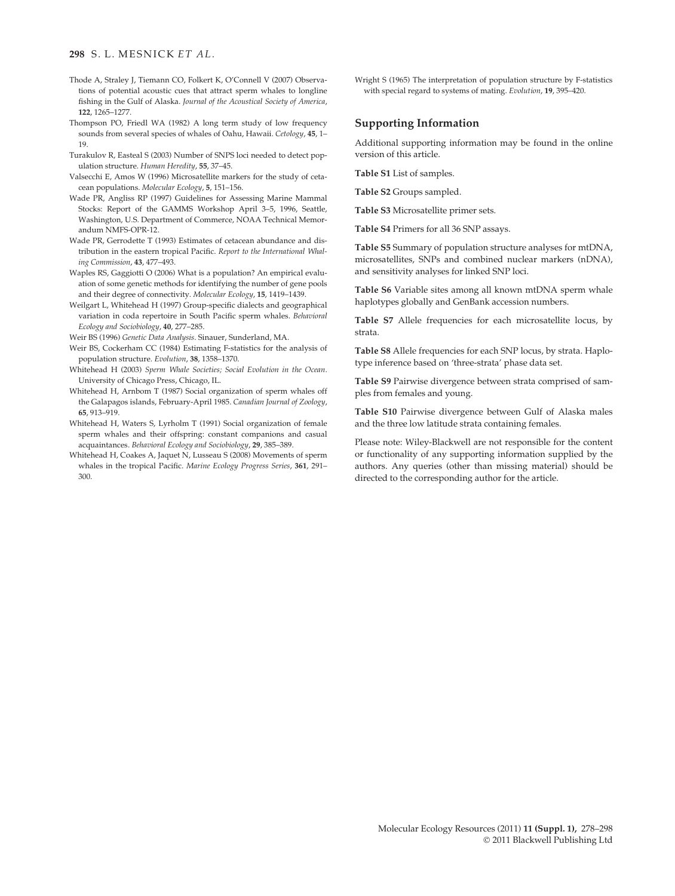Thode A, Straley J, Tiemann CO, Folkert K, O'Connell V (2007) Observations of potential acoustic cues that attract sperm whales to longline fishing in the Gulf of Alaska. *Journal of the Acoustical Society of America*, **122**, 1265–1277.

Thompson PO, Friedl WA (1982) A long term study of low frequency sounds from several species of whales of Oahu, Hawaii. *Cetology*, **45**, 1–19.

Turakulov R, Easteal S (2003) Number of SNPS loci needed to detect population structure. *Human Heredity*, **55**, 37–45.

Valsecchi E, Amos W (1996) Microsatellite markers for the study of cetacean populations. *Molecular Ecology*, **5**, 151–156.

Wade PR, Angliss RP (1997) Guidelines for Assessing Marine Mammal Stocks: Report of the GAMMS Workshop April 3–5, 1996, Seattle, Washington, U.S. Department of Commerce, NOAA Technical Memorandum NMFS-OPR-12.

Wade PR, Gerrodette T (1993) Estimates of cetacean abundance and distribution in the eastern tropical Pacific. *Report to the International Whaling Commission*, **43**, 477–493.

Waples RS, Gaggiotti O (2006) What is a population? An empirical evaluation of some genetic methods for identifying the number of gene pools and their degree of connectivity. *Molecular Ecology*, **15**, 1419–1439.

Weilgart L, Whitehead H (1997) Group-specific dialects and geographical variation in coda repertoire in South Pacific sperm whales. *Behavioral Ecology and Sociobiology*, **40**, 277–285.

Weir BS (1996) *Genetic Data Analysis*. Sinauer, Sunderland, MA.

Weir BS, Cockerham CC (1984) Estimating F-statistics for the analysis of population structure. *Evolution*, **38**, 1358–1370.

Whitehead H (2003) *Sperm Whale Societies; Social Evolution in the Ocean*. University of Chicago Press, Chicago, IL.

Whitehead H, Arnbom T (1987) Social organization of sperm whales off the Galapagos islands, February-April 1985. *Canadian Journal of Zoology*, **65**, 913–919.

Whitehead H, Waters S, Lyrholm T (1991) Social organization of female sperm whales and their offspring: constant companions and casual acquaintances. *Behavioral Ecology and Sociobiology*, **29**, 385–389.

Whitehead H, Coakes A, Jaquet N, Lusseau S (2008) Movements of sperm whales in the tropical Pacific. *Marine Ecology Progress Series*, **361**, 291–300.

Wright S (1965) The interpretation of population structure by F-statistics with special regard to systems of mating. *Evolution*, **19**, 395–420.

## Supporting Information

Additional supporting information may be found in the online version of this article.

**Table S1** List of samples.

**Table S2** Groups sampled.

**Table S3** Microsatellite primer sets.

**Table S4** Primers for all 36 SNP assays.

**Table S5** Summary of population structure analyses for mtDNA, microsatellites, SNPs and combined nuclear markers (nDNA), and sensitivity analyses for linked SNP loci.

**Table S6** Variable sites among all known mtDNA sperm whale haplotypes globally and GenBank accession numbers.

**Table S7** Allele frequencies for each microsatellite locus, by strata.

**Table S8** Allele frequencies for each SNP locus, by strata. Haplotype inference based on 'three-strata' phase data set.

**Table S9** Pairwise divergence between strata comprised of samples from females and young.

**Table S10** Pairwise divergence between Gulf of Alaska males and the three low latitude strata containing females.

Please note: Wiley-Blackwell are not responsible for the content or functionality of any supporting information supplied by the authors. Any queries (other than missing material) should be directed to the corresponding author for the article.